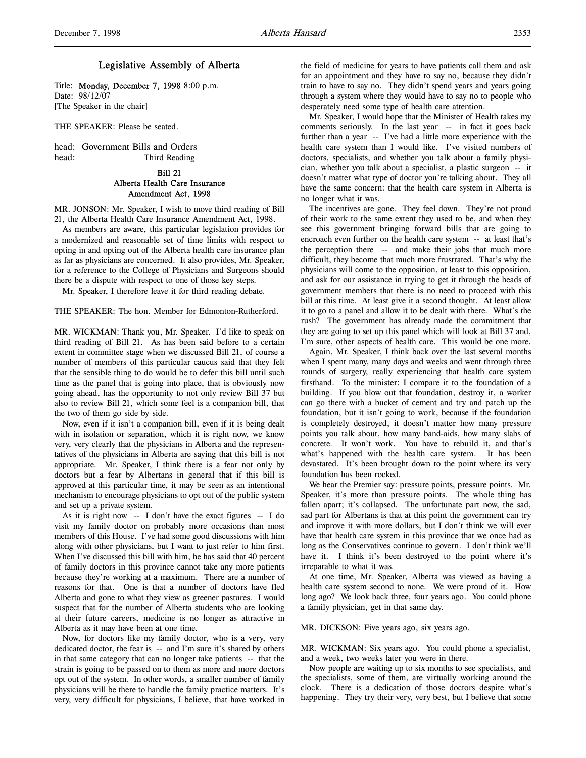# Legislative Assembly of Alberta

Title: **Monday, December 7, 1998** 8:00 p.m.
Date: 98/12/07
[The Speaker in the chair]

THE SPEAKER: Please be seated.

head: Government Bills and Orders
head: Third Reading

### Bill 21
### Alberta Health Care Insurance Amendment Act, 1998

MR. JONSON: Mr. Speaker, I wish to move third reading of Bill 21, the Alberta Health Care Insurance Amendment Act, 1998.

As members are aware, this particular legislation provides for a modernized and reasonable set of time limits with respect to opting in and opting out of the Alberta health care insurance plan as far as physicians are concerned. It also provides, Mr. Speaker, for a reference to the College of Physicians and Surgeons should there be a dispute with respect to one of those key steps.

Mr. Speaker, I therefore leave it for third reading debate.

THE SPEAKER: The hon. Member for Edmonton-Rutherford.

MR. WICKMAN: Thank you, Mr. Speaker. I'd like to speak on third reading of Bill 21. As has been said before to a certain extent in committee stage when we discussed Bill 21, of course a number of members of this particular caucus said that they felt that the sensible thing to do would be to defer this bill until such time as the panel that is going into place, that is obviously now going ahead, has the opportunity to not only review Bill 37 but also to review Bill 21, which some feel is a companion bill, that the two of them go side by side.

Now, even if it isn't a companion bill, even if it is being dealt with in isolation or separation, which it is right now, we know very, very clearly that the physicians in Alberta and the representatives of the physicians in Alberta are saying that this bill is not appropriate. Mr. Speaker, I think there is a fear not only by doctors but a fear by Albertans in general that if this bill is approved at this particular time, it may be seen as an intentional mechanism to encourage physicians to opt out of the public system and set up a private system.

As it is right now -- I don't have the exact figures -- I do visit my family doctor on probably more occasions than most members of this House. I've had some good discussions with him along with other physicians, but I want to just refer to him first. When I've discussed this bill with him, he has said that 40 percent of family doctors in this province cannot take any more patients because they're working at a maximum. There are a number of reasons for that. One is that a number of doctors have fled Alberta and gone to what they view as greener pastures. I would suspect that for the number of Alberta students who are looking at their future careers, medicine is no longer as attractive in Alberta as it may have been at one time.

Now, for doctors like my family doctor, who is a very, very dedicated doctor, the fear is -- and I'm sure it's shared by others in that same category that can no longer take patients -- that the strain is going to be passed on to them as more and more doctors opt out of the system. In other words, a smaller number of family physicians will be there to handle the family practice matters. It's very, very difficult for physicians, I believe, that have worked in the field of medicine for years to have patients call them and ask for an appointment and they have to say no, because they didn't train to have to say no. They didn't spend years and years going through a system where they would have to say no to people who desperately need some type of health care attention.

Mr. Speaker, I would hope that the Minister of Health takes my comments seriously. In the last year -- in fact it goes back further than a year -- I've had a little more experience with the health care system than I would like. I've visited numbers of doctors, specialists, and whether you talk about a family physician, whether you talk about a specialist, a plastic surgeon -- it doesn't matter what type of doctor you're talking about. They all have the same concern: that the health care system in Alberta is no longer what it was.

The incentives are gone. They feel down. They're not proud of their work to the same extent they used to be, and when they see this government bringing forward bills that are going to encroach even further on the health care system -- at least that's the perception there -- and make their jobs that much more difficult, they become that much more frustrated. That's why the physicians will come to the opposition, at least to this opposition, and ask for our assistance in trying to get it through the heads of government members that there is no need to proceed with this bill at this time. At least give it a second thought. At least allow it to go to a panel and allow it to be dealt with there. What's the rush? The government has already made the commitment that they are going to set up this panel which will look at Bill 37 and, I'm sure, other aspects of health care. This would be one more.

Again, Mr. Speaker, I think back over the last several months when I spent many, many days and weeks and went through three rounds of surgery, really experiencing that health care system firsthand. To the minister: I compare it to the foundation of a building. If you blow out that foundation, destroy it, a worker can go there with a bucket of cement and try and patch up the foundation, but it isn't going to work, because if the foundation is completely destroyed, it doesn't matter how many pressure points you talk about, how many band-aids, how many slabs of concrete. It won't work. You have to rebuild it, and that's what's happened with the health care system. It has been devastated. It's been brought down to the point where its very foundation has been rocked.

We hear the Premier say: pressure points, pressure points. Mr. Speaker, it's more than pressure points. The whole thing has fallen apart; it's collapsed. The unfortunate part now, the sad, sad part for Albertans is that at this point the government can try and improve it with more dollars, but I don't think we will ever have that health care system in this province that we once had as long as the Conservatives continue to govern. I don't think we'll have it. I think it's been destroyed to the point where it's irreparable to what it was.

At one time, Mr. Speaker, Alberta was viewed as having a health care system second to none. We were proud of it. How long ago? We look back three, four years ago. You could phone a family physician, get in that same day.

MR. DICKSON: Five years ago, six years ago.

MR. WICKMAN: Six years ago. You could phone a specialist, and a week, two weeks later you were in there.

Now people are waiting up to six months to see specialists, and the specialists, some of them, are virtually working around the clock. There is a dedication of those doctors despite what's happening. They try their very, very best, but I believe that some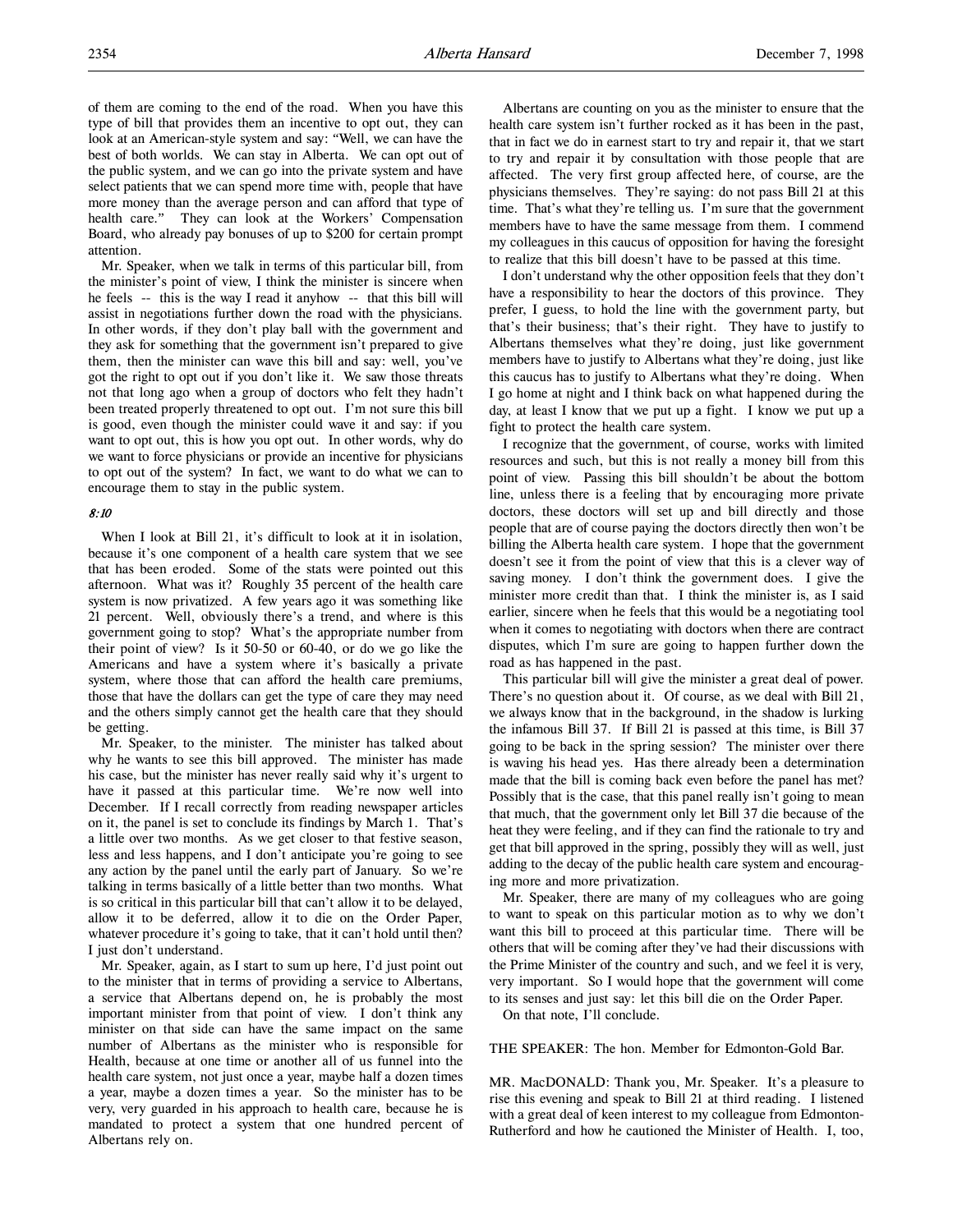of them are coming to the end of the road. When you have this type of bill that provides them an incentive to opt out, they can look at an American-style system and say: "Well, we can have the best of both worlds. We can stay in Alberta. We can opt out of the public system, and we can go into the private system and have select patients that we can spend more time with, people that have more money than the average person and can afford that type of health care." They can look at the Workers' Compensation Board, who already pay bonuses of up to $200 for certain prompt attention.

Mr. Speaker, when we talk in terms of this particular bill, from the minister's point of view, I think the minister is sincere when he feels -- this is the way I read it anyhow -- that this bill will assist in negotiations further down the road with the physicians. In other words, if they don't play ball with the government and they ask for something that the government isn't prepared to give them, then the minister can wave this bill and say: well, you've got the right to opt out if you don't like it. We saw those threats not that long ago when a group of doctors who felt they hadn't been treated properly threatened to opt out. I'm not sure this bill is good, even though the minister could wave it and say: if you want to opt out, this is how you opt out. In other words, why do we want to force physicians or provide an incentive for physicians to opt out of the system? In fact, we want to do what we can to encourage them to stay in the public system.

*8:10*

When I look at Bill 21, it's difficult to look at it in isolation, because it's one component of a health care system that we see that has been eroded. Some of the stats were pointed out this afternoon. What was it? Roughly 35 percent of the health care system is now privatized. A few years ago it was something like 21 percent. Well, obviously there's a trend, and where is this government going to stop? What's the appropriate number from their point of view? Is it 50-50 or 60-40, or do we go like the Americans and have a system where it's basically a private system, where those that can afford the health care premiums, those that have the dollars can get the type of care they may need and the others simply cannot get the health care that they should be getting.

Mr. Speaker, to the minister. The minister has talked about why he wants to see this bill approved. The minister has made his case, but the minister has never really said why it's urgent to have it passed at this particular time. We're now well into December. If I recall correctly from reading newspaper articles on it, the panel is set to conclude its findings by March 1. That's a little over two months. As we get closer to that festive season, less and less happens, and I don't anticipate you're going to see any action by the panel until the early part of January. So we're talking in terms basically of a little better than two months. What is so critical in this particular bill that can't allow it to be delayed, allow it to be deferred, allow it to die on the Order Paper, whatever procedure it's going to take, that it can't hold until then? I just don't understand.

Mr. Speaker, again, as I start to sum up here, I'd just point out to the minister that in terms of providing a service to Albertans, a service that Albertans depend on, he is probably the most important minister from that point of view. I don't think any minister on that side can have the same impact on the same number of Albertans as the minister who is responsible for Health, because at one time or another all of us funnel into the health care system, not just once a year, maybe half a dozen times a year, maybe a dozen times a year. So the minister has to be very, very guarded in his approach to health care, because he is mandated to protect a system that one hundred percent of Albertans rely on.

Albertans are counting on you as the minister to ensure that the health care system isn't further rocked as it has been in the past, that in fact we do in earnest start to try and repair it, that we start to try and repair it by consultation with those people that are affected. The very first group affected here, of course, are the physicians themselves. They're saying: do not pass Bill 21 at this time. That's what they're telling us. I'm sure that the government members have to have the same message from them. I commend my colleagues in this caucus of opposition for having the foresight to realize that this bill doesn't have to be passed at this time.

I don't understand why the other opposition feels that they don't have a responsibility to hear the doctors of this province. They prefer, I guess, to hold the line with the government party, but that's their business; that's their right. They have to justify to Albertans themselves what they're doing, just like government members have to justify to Albertans what they're doing, just like this caucus has to justify to Albertans what they're doing. When I go home at night and I think back on what happened during the day, at least I know that we put up a fight. I know we put up a fight to protect the health care system.

I recognize that the government, of course, works with limited resources and such, but this is not really a money bill from this point of view. Passing this bill shouldn't be about the bottom line, unless there is a feeling that by encouraging more private doctors, these doctors will set up and bill directly and those people that are of course paying the doctors directly then won't be billing the Alberta health care system. I hope that the government doesn't see it from the point of view that this is a clever way of saving money. I don't think the government does. I give the minister more credit than that. I think the minister is, as I said earlier, sincere when he feels that this would be a negotiating tool when it comes to negotiating with doctors when there are contract disputes, which I'm sure are going to happen further down the road as has happened in the past.

This particular bill will give the minister a great deal of power. There's no question about it. Of course, as we deal with Bill 21, we always know that in the background, in the shadow is lurking the infamous Bill 37. If Bill 21 is passed at this time, is Bill 37 going to be back in the spring session? The minister over there is waving his head yes. Has there already been a determination made that the bill is coming back even before the panel has met? Possibly that is the case, that this panel really isn't going to mean that much, that the government only let Bill 37 die because of the heat they were feeling, and if they can find the rationale to try and get that bill approved in the spring, possibly they will as well, just adding to the decay of the public health care system and encouraging more and more privatization.

Mr. Speaker, there are many of my colleagues who are going to want to speak on this particular motion as to why we don't want this bill to proceed at this particular time. There will be others that will be coming after they've had their discussions with the Prime Minister of the country and such, and we feel it is very, very important. So I would hope that the government will come to its senses and just say: let this bill die on the Order Paper.

On that note, I'll conclude.

THE SPEAKER: The hon. Member for Edmonton-Gold Bar.

MR. MacDONALD: Thank you, Mr. Speaker. It's a pleasure to rise this evening and speak to Bill 21 at third reading. I listened with a great deal of keen interest to my colleague from Edmonton-Rutherford and how he cautioned the Minister of Health. I, too,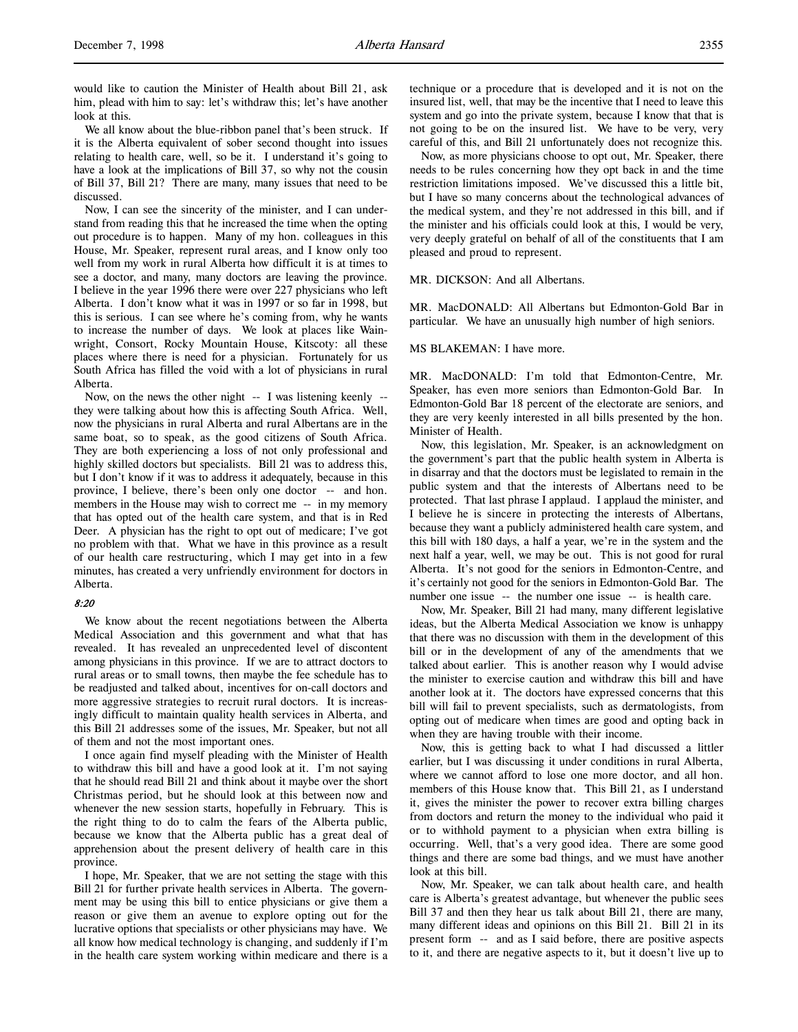would like to caution the Minister of Health about Bill 21, ask him, plead with him to say: let's withdraw this; let's have another look at this.

We all know about the blue-ribbon panel that's been struck. If it is the Alberta equivalent of sober second thought into issues relating to health care, well, so be it. I understand it's going to have a look at the implications of Bill 37, so why not the cousin of Bill 37, Bill 21? There are many, many issues that need to be discussed.

Now, I can see the sincerity of the minister, and I can understand from reading this that he increased the time when the opting out procedure is to happen. Many of my hon. colleagues in this House, Mr. Speaker, represent rural areas, and I know only too well from my work in rural Alberta how difficult it is at times to see a doctor, and many, many doctors are leaving the province. I believe in the year 1996 there were over 227 physicians who left Alberta. I don't know what it was in 1997 or so far in 1998, but this is serious. I can see where he's coming from, why he wants to increase the number of days. We look at places like Wainwright, Consort, Rocky Mountain House, Kitscoty: all these places where there is need for a physician. Fortunately for us South Africa has filled the void with a lot of physicians in rural Alberta.

Now, on the news the other night -- I was listening keenly -- they were talking about how this is affecting South Africa. Well, now the physicians in rural Alberta and rural Albertans are in the same boat, so to speak, as the good citizens of South Africa. They are both experiencing a loss of not only professional and highly skilled doctors but specialists. Bill 21 was to address this, but I don't know if it was to address it adequately, because in this province, I believe, there's been only one doctor -- and hon. members in the House may wish to correct me -- in my memory that has opted out of the health care system, and that is in Red Deer. A physician has the right to opt out of medicare; I've got no problem with that. What we have in this province as a result of our health care restructuring, which I may get into in a few minutes, has created a very unfriendly environment for doctors in Alberta.

*8:20*

We know about the recent negotiations between the Alberta Medical Association and this government and what that has revealed. It has revealed an unprecedented level of discontent among physicians in this province. If we are to attract doctors to rural areas or to small towns, then maybe the fee schedule has to be readjusted and talked about, incentives for on-call doctors and more aggressive strategies to recruit rural doctors. It is increasingly difficult to maintain quality health services in Alberta, and this Bill 21 addresses some of the issues, Mr. Speaker, but not all of them and not the most important ones.

I once again find myself pleading with the Minister of Health to withdraw this bill and have a good look at it. I'm not saying that he should read Bill 21 and think about it maybe over the short Christmas period, but he should look at this between now and whenever the new session starts, hopefully in February. This is the right thing to do to calm the fears of the Alberta public, because we know that the Alberta public has a great deal of apprehension about the present delivery of health care in this province.

I hope, Mr. Speaker, that we are not setting the stage with this Bill 21 for further private health services in Alberta. The government may be using this bill to entice physicians or give them a reason or give them an avenue to explore opting out for the lucrative options that specialists or other physicians may have. We all know how medical technology is changing, and suddenly if I'm in the health care system working within medicare and there is a technique or a procedure that is developed and it is not on the insured list, well, that may be the incentive that I need to leave this system and go into the private system, because I know that that is not going to be on the insured list. We have to be very, very careful of this, and Bill 21 unfortunately does not recognize this.

Now, as more physicians choose to opt out, Mr. Speaker, there needs to be rules concerning how they opt back in and the time restriction limitations imposed. We've discussed this a little bit, but I have so many concerns about the technological advances of the medical system, and they're not addressed in this bill, and if the minister and his officials could look at this, I would be very, very deeply grateful on behalf of all of the constituents that I am pleased and proud to represent.

MR. DICKSON: And all Albertans.

MR. MacDONALD: All Albertans but Edmonton-Gold Bar in particular. We have an unusually high number of high seniors.

MS BLAKEMAN: I have more.

MR. MacDONALD: I'm told that Edmonton-Centre, Mr. Speaker, has even more seniors than Edmonton-Gold Bar. In Edmonton-Gold Bar 18 percent of the electorate are seniors, and they are very keenly interested in all bills presented by the hon. Minister of Health.

Now, this legislation, Mr. Speaker, is an acknowledgment on the government's part that the public health system in Alberta is in disarray and that the doctors must be legislated to remain in the public system and that the interests of Albertans need to be protected. That last phrase I applaud. I applaud the minister, and I believe he is sincere in protecting the interests of Albertans, because they want a publicly administered health care system, and this bill with 180 days, a half a year, we're in the system and the next half a year, well, we may be out. This is not good for rural Alberta. It's not good for the seniors in Edmonton-Centre, and it's certainly not good for the seniors in Edmonton-Gold Bar. The number one issue -- the number one issue -- is health care.

Now, Mr. Speaker, Bill 21 had many, many different legislative ideas, but the Alberta Medical Association we know is unhappy that there was no discussion with them in the development of this bill or in the development of any of the amendments that we talked about earlier. This is another reason why I would advise the minister to exercise caution and withdraw this bill and have another look at it. The doctors have expressed concerns that this bill will fail to prevent specialists, such as dermatologists, from opting out of medicare when times are good and opting back in when they are having trouble with their income.

Now, this is getting back to what I had discussed a littler earlier, but I was discussing it under conditions in rural Alberta, where we cannot afford to lose one more doctor, and all hon. members of this House know that. This Bill 21, as I understand it, gives the minister the power to recover extra billing charges from doctors and return the money to the individual who paid it or to withhold payment to a physician when extra billing is occurring. Well, that's a very good idea. There are some good things and there are some bad things, and we must have another look at this bill.

Now, Mr. Speaker, we can talk about health care, and health care is Alberta's greatest advantage, but whenever the public sees Bill 37 and then they hear us talk about Bill 21, there are many, many different ideas and opinions on this Bill 21. Bill 21 in its present form -- and as I said before, there are positive aspects to it, and there are negative aspects to it, but it doesn't live up to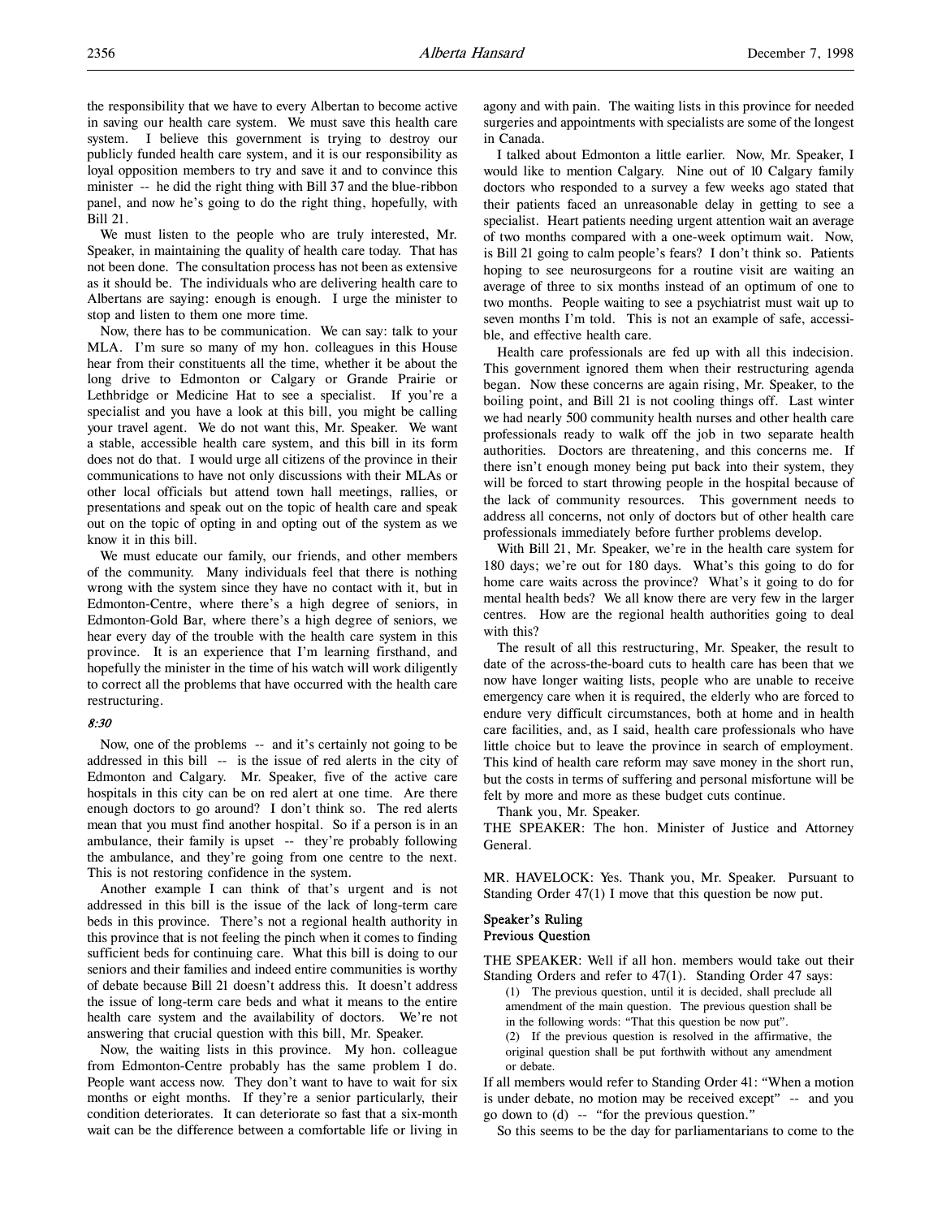the responsibility that we have to every Albertan to become active in saving our health care system. We must save this health care system. I believe this government is trying to destroy our publicly funded health care system, and it is our responsibility as loyal opposition members to try and save it and to convince this minister -- he did the right thing with Bill 37 and the blue-ribbon panel, and now he's going to do the right thing, hopefully, with Bill 21.

We must listen to the people who are truly interested, Mr. Speaker, in maintaining the quality of health care today. That has not been done. The consultation process has not been as extensive as it should be. The individuals who are delivering health care to Albertans are saying: enough is enough. I urge the minister to stop and listen to them one more time.

Now, there has to be communication. We can say: talk to your MLA. I'm sure so many of my hon. colleagues in this House hear from their constituents all the time, whether it be about the long drive to Edmonton or Calgary or Grande Prairie or Lethbridge or Medicine Hat to see a specialist. If you're a specialist and you have a look at this bill, you might be calling your travel agent. We do not want this, Mr. Speaker. We want a stable, accessible health care system, and this bill in its form does not do that. I would urge all citizens of the province in their communications to have not only discussions with their MLAs or other local officials but attend town hall meetings, rallies, or presentations and speak out on the topic of health care and speak out on the topic of opting in and opting out of the system as we know it in this bill.

We must educate our family, our friends, and other members of the community. Many individuals feel that there is nothing wrong with the system since they have no contact with it, but in Edmonton-Centre, where there's a high degree of seniors, in Edmonton-Gold Bar, where there's a high degree of seniors, we hear every day of the trouble with the health care system in this province. It is an experience that I'm learning firsthand, and hopefully the minister in the time of his watch will work diligently to correct all the problems that have occurred with the health care restructuring.

*8:30*

Now, one of the problems -- and it's certainly not going to be addressed in this bill -- is the issue of red alerts in the city of Edmonton and Calgary. Mr. Speaker, five of the active care hospitals in this city can be on red alert at one time. Are there enough doctors to go around? I don't think so. The red alerts mean that you must find another hospital. So if a person is in an ambulance, their family is upset -- they're probably following the ambulance, and they're going from one centre to the next. This is not restoring confidence in the system.

Another example I can think of that's urgent and is not addressed in this bill is the issue of the lack of long-term care beds in this province. There's not a regional health authority in this province that is not feeling the pinch when it comes to finding sufficient beds for continuing care. What this bill is doing to our seniors and their families and indeed entire communities is worthy of debate because Bill 21 doesn't address this. It doesn't address the issue of long-term care beds and what it means to the entire health care system and the availability of doctors. We're not answering that crucial question with this bill, Mr. Speaker.

Now, the waiting lists in this province. My hon. colleague from Edmonton-Centre probably has the same problem I do. People want access now. They don't want to have to wait for six months or eight months. If they're a senior particularly, their condition deteriorates. It can deteriorate so fast that a six-month wait can be the difference between a comfortable life or living in agony and with pain. The waiting lists in this province for needed surgeries and appointments with specialists are some of the longest in Canada.

I talked about Edmonton a little earlier. Now, Mr. Speaker, I would like to mention Calgary. Nine out of 10 Calgary family doctors who responded to a survey a few weeks ago stated that their patients faced an unreasonable delay in getting to see a specialist. Heart patients needing urgent attention wait an average of two months compared with a one-week optimum wait. Now, is Bill 21 going to calm people's fears? I don't think so. Patients hoping to see neurosurgeons for a routine visit are waiting an average of three to six months instead of an optimum of one to two months. People waiting to see a psychiatrist must wait up to seven months I'm told. This is not an example of safe, accessible, and effective health care.

Health care professionals are fed up with all this indecision. This government ignored them when their restructuring agenda began. Now these concerns are again rising, Mr. Speaker, to the boiling point, and Bill 21 is not cooling things off. Last winter we had nearly 500 community health nurses and other health care professionals ready to walk off the job in two separate health authorities. Doctors are threatening, and this concerns me. If there isn't enough money being put back into their system, they will be forced to start throwing people in the hospital because of the lack of community resources. This government needs to address all concerns, not only of doctors but of other health care professionals immediately before further problems develop.

With Bill 21, Mr. Speaker, we're in the health care system for 180 days; we're out for 180 days. What's this going to do for home care waits across the province? What's it going to do for mental health beds? We all know there are very few in the larger centres. How are the regional health authorities going to deal with this?

The result of all this restructuring, Mr. Speaker, the result to date of the across-the-board cuts to health care has been that we now have longer waiting lists, people who are unable to receive emergency care when it is required, the elderly who are forced to endure very difficult circumstances, both at home and in health care facilities, and, as I said, health care professionals who have little choice but to leave the province in search of employment. This kind of health care reform may save money in the short run, but the costs in terms of suffering and personal misfortune will be felt by more and more as these budget cuts continue.

Thank you, Mr. Speaker.

THE SPEAKER: The hon. Minister of Justice and Attorney General.

MR. HAVELOCK: Yes. Thank you, Mr. Speaker. Pursuant to Standing Order 47(1) I move that this question be now put.

## Speaker's Ruling
## Previous Question

THE SPEAKER: Well if all hon. members would take out their Standing Orders and refer to 47(1). Standing Order 47 says:

> (1) The previous question, until it is decided, shall preclude all amendment of the main question. The previous question shall be in the following words: "That this question be now put".
>
> (2) If the previous question is resolved in the affirmative, the original question shall be put forthwith without any amendment or debate.

If all members would refer to Standing Order 41: "When a motion is under debate, no motion may be received except" -- and you go down to (d) -- "for the previous question."

So this seems to be the day for parliamentarians to come to the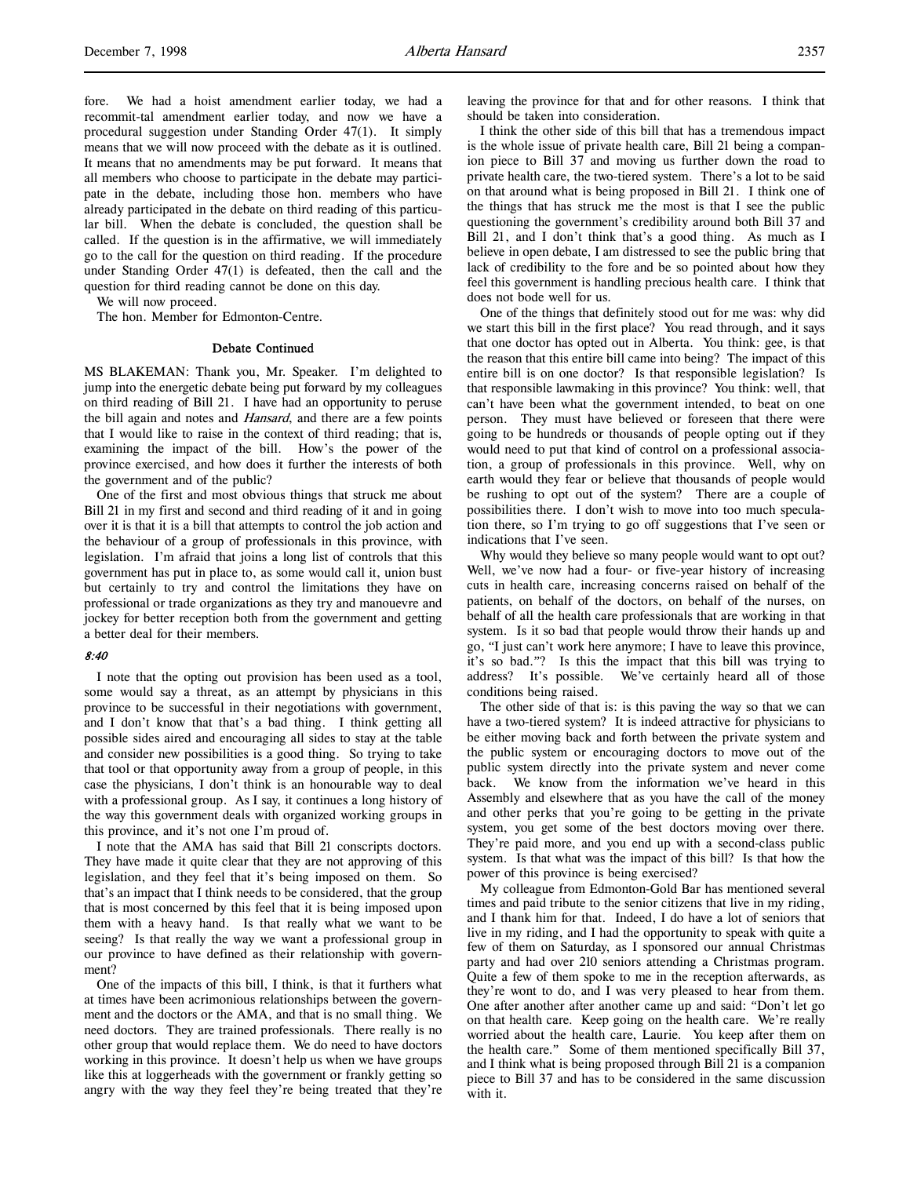fore. We had a hoist amendment earlier today, we had a recommit-tal amendment earlier today, and now we have a procedural suggestion under Standing Order 47(1). It simply means that we will now proceed with the debate as it is outlined. It means that no amendments may be put forward. It means that all members who choose to participate in the debate may participate in the debate, including those hon. members who have already participated in the debate on third reading of this particular bill. When the debate is concluded, the question shall be called. If the question is in the affirmative, we will immediately go to the call for the question on third reading. If the procedure under Standing Order 47(1) is defeated, then the call and the question for third reading cannot be done on this day.

We will now proceed.

The hon. Member for Edmonton-Centre.

### Debate Continued

MS BLAKEMAN: Thank you, Mr. Speaker. I'm delighted to jump into the energetic debate being put forward by my colleagues on third reading of Bill 21. I have had an opportunity to peruse the bill again and notes and *Hansard*, and there are a few points that I would like to raise in the context of third reading; that is, examining the impact of the bill. How's the power of the province exercised, and how does it further the interests of both the government and of the public?

One of the first and most obvious things that struck me about Bill 21 in my first and second and third reading of it and in going over it is that it is a bill that attempts to control the job action and the behaviour of a group of professionals in this province, with legislation. I'm afraid that joins a long list of controls that this government has put in place to, as some would call it, union bust but certainly to try and control the limitations they have on professional or trade organizations as they try and manoeuvre and jockey for better reception both from the government and getting a better deal for their members.

*8:40*

I note that the opting out provision has been used as a tool, some would say a threat, as an attempt by physicians in this province to be successful in their negotiations with government, and I don't know that that's a bad thing. I think getting all possible sides aired and encouraging all sides to stay at the table and consider new possibilities is a good thing. So trying to take that tool or that opportunity away from a group of people, in this case the physicians, I don't think is an honourable way to deal with a professional group. As I say, it continues a long history of the way this government deals with organized working groups in this province, and it's not one I'm proud of.

I note that the AMA has said that Bill 21 conscripts doctors. They have made it quite clear that they are not approving of this legislation, and they feel that it's being imposed on them. So that's an impact that I think needs to be considered, that the group that is most concerned by this feel that it is being imposed upon them with a heavy hand. Is that really what we want to be seeing? Is that really the way we want a professional group in our province to have defined as their relationship with government?

One of the impacts of this bill, I think, is that it furthers what at times have been acrimonious relationships between the government and the doctors or the AMA, and that is no small thing. We need doctors. They are trained professionals. There really is no other group that would replace them. We do need to have doctors working in this province. It doesn't help us when we have groups like this at loggerheads with the government or frankly getting so angry with the way they feel they're being treated that they're leaving the province for that and for other reasons. I think that should be taken into consideration.

I think the other side of this bill that has a tremendous impact is the whole issue of private health care, Bill 21 being a companion piece to Bill 37 and moving us further down the road to private health care, the two-tiered system. There's a lot to be said on that around what is being proposed in Bill 21. I think one of the things that has struck me the most is that I see the public questioning the government's credibility around both Bill 37 and Bill 21, and I don't think that's a good thing. As much as I believe in open debate, I am distressed to see the public bring that lack of credibility to the fore and be so pointed about how they feel this government is handling precious health care. I think that does not bode well for us.

One of the things that definitely stood out for me was: why did we start this bill in the first place? You read through, and it says that one doctor has opted out in Alberta. You think: gee, is that the reason that this entire bill came into being? The impact of this entire bill is on one doctor? Is that responsible legislation? Is that responsible lawmaking in this province? You think: well, that can't have been what the government intended, to beat on one person. They must have believed or foreseen that there were going to be hundreds or thousands of people opting out if they would need to put that kind of control on a professional association, a group of professionals in this province. Well, why on earth would they fear or believe that thousands of people would be rushing to opt out of the system? There are a couple of possibilities there. I don't wish to move into too much speculation there, so I'm trying to go off suggestions that I've seen or indications that I've seen.

Why would they believe so many people would want to opt out? Well, we've now had a four- or five-year history of increasing cuts in health care, increasing concerns raised on behalf of the patients, on behalf of the doctors, on behalf of the nurses, on behalf of all the health care professionals that are working in that system. Is it so bad that people would throw their hands up and go, "I just can't work here anymore; I have to leave this province, it's so bad."? Is this the impact that this bill was trying to address? It's possible. We've certainly heard all of those conditions being raised.

The other side of that is: is this paving the way so that we can have a two-tiered system? It is indeed attractive for physicians to be either moving back and forth between the private system and the public system or encouraging doctors to move out of the public system directly into the private system and never come back. We know from the information we've heard in this Assembly and elsewhere that as you have the call of the money and other perks that you're going to be getting in the private system, you get some of the best doctors moving over there. They're paid more, and you end up with a second-class public system. Is that what was the impact of this bill? Is that how the power of this province is being exercised?

My colleague from Edmonton-Gold Bar has mentioned several times and paid tribute to the senior citizens that live in my riding, and I thank him for that. Indeed, I do have a lot of seniors that live in my riding, and I had the opportunity to speak with quite a few of them on Saturday, as I sponsored our annual Christmas party and had over 210 seniors attending a Christmas program. Quite a few of them spoke to me in the reception afterwards, as they're wont to do, and I was very pleased to hear from them. One after another after another came up and said: "Don't let go on that health care. Keep going on the health care. We're really worried about the health care, Laurie. You keep after them on the health care." Some of them mentioned specifically Bill 37, and I think what is being proposed through Bill 21 is a companion piece to Bill 37 and has to be considered in the same discussion with it.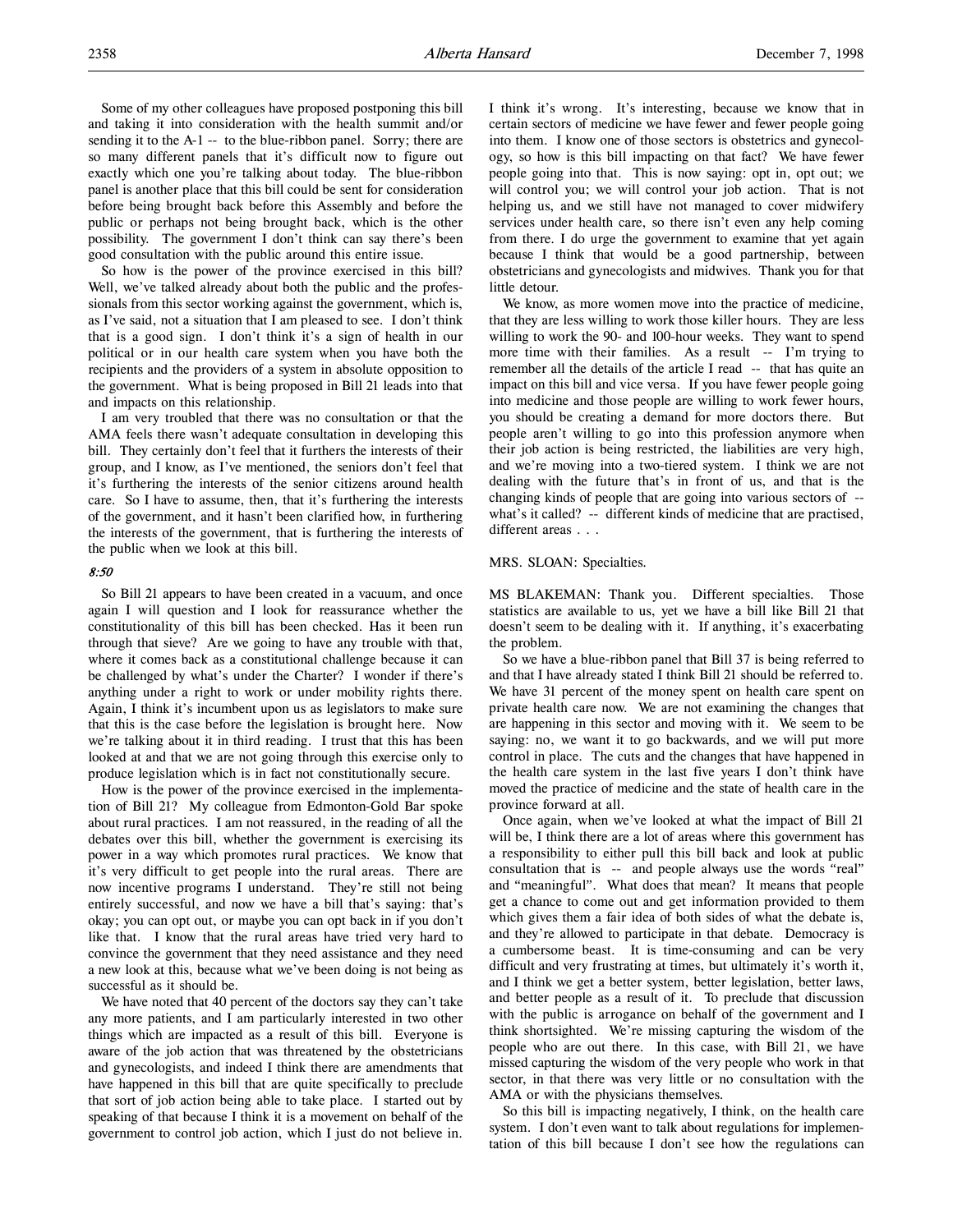Some of my other colleagues have proposed postponing this bill and taking it into consideration with the health summit and/or sending it to the A-1 -- to the blue-ribbon panel. Sorry; there are so many different panels that it's difficult now to figure out exactly which one you're talking about today. The blue-ribbon panel is another place that this bill could be sent for consideration before being brought back before this Assembly and before the public or perhaps not being brought back, which is the other possibility. The government I don't think can say there's been good consultation with the public around this entire issue.

So how is the power of the province exercised in this bill? Well, we've talked already about both the public and the professionals from this sector working against the government, which is, as I've said, not a situation that I am pleased to see. I don't think that is a good sign. I don't think it's a sign of health in our political or in our health care system when you have both the recipients and the providers of a system in absolute opposition to the government. What is being proposed in Bill 21 leads into that and impacts on this relationship.

I am very troubled that there was no consultation or that the AMA feels there wasn't adequate consultation in developing this bill. They certainly don't feel that it furthers the interests of their group, and I know, as I've mentioned, the seniors don't feel that it's furthering the interests of the senior citizens around health care. So I have to assume, then, that it's furthering the interests of the government, and it hasn't been clarified how, in furthering the interests of the government, that is furthering the interests of the public when we look at this bill.

*8:50*

So Bill 21 appears to have been created in a vacuum, and once again I will question and I look for reassurance whether the constitutionality of this bill has been checked. Has it been run through that sieve? Are we going to have any trouble with that, where it comes back as a constitutional challenge because it can be challenged by what's under the Charter? I wonder if there's anything under a right to work or under mobility rights there. Again, I think it's incumbent upon us as legislators to make sure that this is the case before the legislation is brought here. Now we're talking about it in third reading. I trust that this has been looked at and that we are not going through this exercise only to produce legislation which is in fact not constitutionally secure.

How is the power of the province exercised in the implementation of Bill 21? My colleague from Edmonton-Gold Bar spoke about rural practices. I am not reassured, in the reading of all the debates over this bill, whether the government is exercising its power in a way which promotes rural practices. We know that it's very difficult to get people into the rural areas. There are now incentive programs I understand. They're still not being entirely successful, and now we have a bill that's saying: that's okay; you can opt out, or maybe you can opt back in if you don't like that. I know that the rural areas have tried very hard to convince the government that they need assistance and they need a new look at this, because what we've been doing is not being as successful as it should be.

We have noted that 40 percent of the doctors say they can't take any more patients, and I am particularly interested in two other things which are impacted as a result of this bill. Everyone is aware of the job action that was threatened by the obstetricians and gynecologists, and indeed I think there are amendments that have happened in this bill that are quite specifically to preclude that sort of job action being able to take place. I started out by speaking of that because I think it is a movement on behalf of the government to control job action, which I just do not believe in. I think it's wrong. It's interesting, because we know that in certain sectors of medicine we have fewer and fewer people going into them. I know one of those sectors is obstetrics and gynecology, so how is this bill impacting on that fact? We have fewer people going into that. This is now saying: opt in, opt out; we will control you; we will control your job action. That is not helping us, and we still have not managed to cover midwifery services under health care, so there isn't even any help coming from there. I do urge the government to examine that yet again because I think that would be a good partnership, between obstetricians and gynecologists and midwives. Thank you for that little detour.

We know, as more women move into the practice of medicine, that they are less willing to work those killer hours. They are less willing to work the 90- and 100-hour weeks. They want to spend more time with their families. As a result -- I'm trying to remember all the details of the article I read -- that has quite an impact on this bill and vice versa. If you have fewer people going into medicine and those people are willing to work fewer hours, you should be creating a demand for more doctors there. But people aren't willing to go into this profession anymore when their job action is being restricted, the liabilities are very high, and we're moving into a two-tiered system. I think we are not dealing with the future that's in front of us, and that is the changing kinds of people that are going into various sectors of -- what's it called? -- different kinds of medicine that are practised, different areas . . .

MRS. SLOAN: Specialties.

MS BLAKEMAN: Thank you. Different specialties. Those statistics are available to us, yet we have a bill like Bill 21 that doesn't seem to be dealing with it. If anything, it's exacerbating the problem.

So we have a blue-ribbon panel that Bill 37 is being referred to and that I have already stated I think Bill 21 should be referred to. We have 31 percent of the money spent on health care spent on private health care now. We are not examining the changes that are happening in this sector and moving with it. We seem to be saying: no, we want it to go backwards, and we will put more control in place. The cuts and the changes that have happened in the health care system in the last five years I don't think have moved the practice of medicine and the state of health care in the province forward at all.

Once again, when we've looked at what the impact of Bill 21 will be, I think there are a lot of areas where this government has a responsibility to either pull this bill back and look at public consultation that is -- and people always use the words "real" and "meaningful". What does that mean? It means that people get a chance to come out and get information provided to them which gives them a fair idea of both sides of what the debate is, and they're allowed to participate in that debate. Democracy is a cumbersome beast. It is time-consuming and can be very difficult and very frustrating at times, but ultimately it's worth it, and I think we get a better system, better legislation, better laws, and better people as a result of it. To preclude that discussion with the public is arrogance on behalf of the government and I think shortsighted. We're missing capturing the wisdom of the people who are out there. In this case, with Bill 21, we have missed capturing the wisdom of the very people who work in that sector, in that there was very little or no consultation with the AMA or with the physicians themselves.

So this bill is impacting negatively, I think, on the health care system. I don't even want to talk about regulations for implementation of this bill because I don't see how the regulations can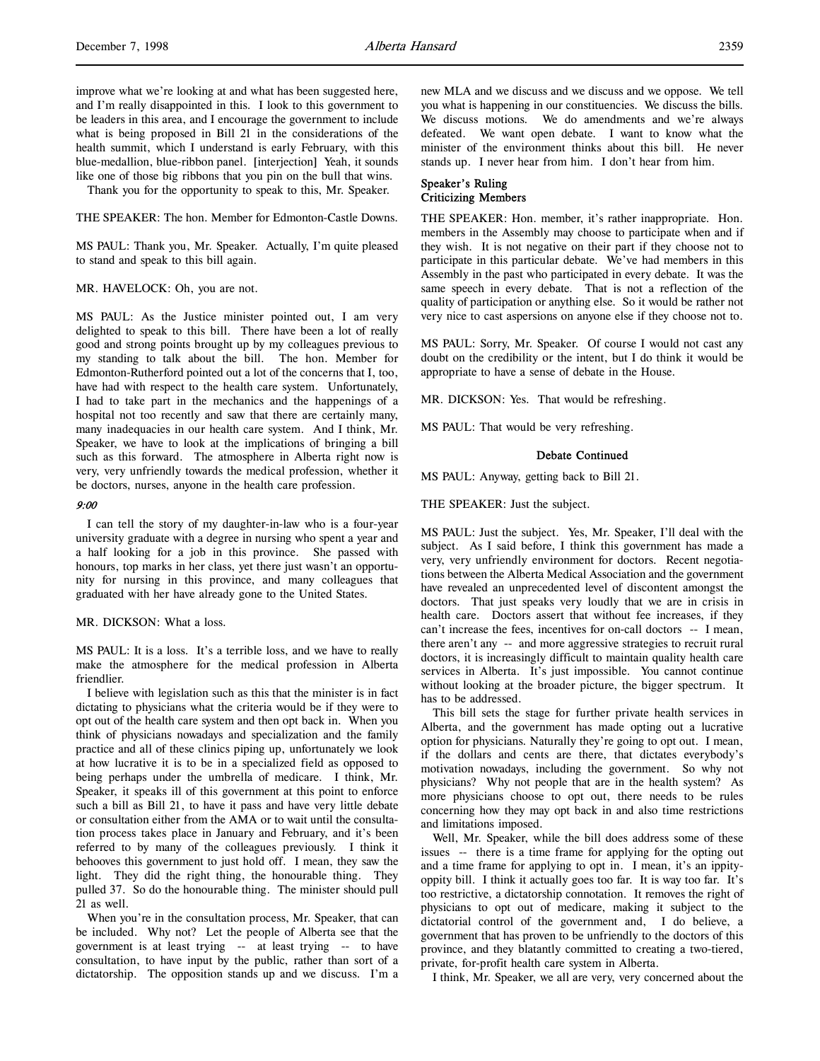improve what we're looking at and what has been suggested here, and I'm really disappointed in this. I look to this government to be leaders in this area, and I encourage the government to include what is being proposed in Bill 21 in the considerations of the health summit, which I understand is early February, with this blue-medallion, blue-ribbon panel. [interjection] Yeah, it sounds like one of those big ribbons that you pin on the bull that wins.

Thank you for the opportunity to speak to this, Mr. Speaker.

THE SPEAKER: The hon. Member for Edmonton-Castle Downs.

MS PAUL: Thank you, Mr. Speaker. Actually, I'm quite pleased to stand and speak to this bill again.

MR. HAVELOCK: Oh, you are not.

MS PAUL: As the Justice minister pointed out, I am very delighted to speak to this bill. There have been a lot of really good and strong points brought up by my colleagues previous to my standing to talk about the bill. The hon. Member for Edmonton-Rutherford pointed out a lot of the concerns that I, too, have had with respect to the health care system. Unfortunately, I had to take part in the mechanics and the happenings of a hospital not too recently and saw that there are certainly many, many inadequacies in our health care system. And I think, Mr. Speaker, we have to look at the implications of bringing a bill such as this forward. The atmosphere in Alberta right now is very, very unfriendly towards the medical profession, whether it be doctors, nurses, anyone in the health care profession.

*9:00*

I can tell the story of my daughter-in-law who is a four-year university graduate with a degree in nursing who spent a year and a half looking for a job in this province. She passed with honours, top marks in her class, yet there just wasn't an opportunity for nursing in this province, and many colleagues that graduated with her have already gone to the United States.

MR. DICKSON: What a loss.

MS PAUL: It is a loss. It's a terrible loss, and we have to really make the atmosphere for the medical profession in Alberta friendlier.

I believe with legislation such as this that the minister is in fact dictating to physicians what the criteria would be if they were to opt out of the health care system and then opt back in. When you think of physicians nowadays and specialization and the family practice and all of these clinics piping up, unfortunately we look at how lucrative it is to be in a specialized field as opposed to being perhaps under the umbrella of medicare. I think, Mr. Speaker, it speaks ill of this government at this point to enforce such a bill as Bill 21, to have it pass and have very little debate or consultation either from the AMA or to wait until the consultation process takes place in January and February, and it's been referred to by many of the colleagues previously. I think it behooves this government to just hold off. I mean, they saw the light. They did the right thing, the honourable thing. They pulled 37. So do the honourable thing. The minister should pull 21 as well.

When you're in the consultation process, Mr. Speaker, that can be included. Why not? Let the people of Alberta see that the government is at least trying -- at least trying -- to have consultation, to have input by the public, rather than sort of a dictatorship. The opposition stands up and we discuss. I'm a new MLA and we discuss and we discuss and we oppose. We tell you what is happening in our constituencies. We discuss the bills. We discuss motions. We do amendments and we're always defeated. We want open debate. I want to know what the minister of the environment thinks about this bill. He never stands up. I never hear from him. I don't hear from him.

### Speaker's Ruling
### Criticizing Members

THE SPEAKER: Hon. member, it's rather inappropriate. Hon. members in the Assembly may choose to participate when and if they wish. It is not negative on their part if they choose not to participate in this particular debate. We've had members in this Assembly in the past who participated in every debate. It was the same speech in every debate. That is not a reflection of the quality of participation or anything else. So it would be rather not very nice to cast aspersions on anyone else if they choose not to.

MS PAUL: Sorry, Mr. Speaker. Of course I would not cast any doubt on the credibility or the intent, but I do think it would be appropriate to have a sense of debate in the House.

MR. DICKSON: Yes. That would be refreshing.

MS PAUL: That would be very refreshing.

### Debate Continued

MS PAUL: Anyway, getting back to Bill 21.

THE SPEAKER: Just the subject.

MS PAUL: Just the subject. Yes, Mr. Speaker, I'll deal with the subject. As I said before, I think this government has made a very, very unfriendly environment for doctors. Recent negotiations between the Alberta Medical Association and the government have revealed an unprecedented level of discontent amongst the doctors. That just speaks very loudly that we are in crisis in health care. Doctors assert that without fee increases, if they can't increase the fees, incentives for on-call doctors -- I mean, there aren't any -- and more aggressive strategies to recruit rural doctors, it is increasingly difficult to maintain quality health care services in Alberta. It's just impossible. You cannot continue without looking at the broader picture, the bigger spectrum. It has to be addressed.

This bill sets the stage for further private health services in Alberta, and the government has made opting out a lucrative option for physicians. Naturally they're going to opt out. I mean, if the dollars and cents are there, that dictates everybody's motivation nowadays, including the government. So why not physicians? Why not people that are in the health system? As more physicians choose to opt out, there needs to be rules concerning how they may opt back in and also time restrictions and limitations imposed.

Well, Mr. Speaker, while the bill does address some of these issues -- there is a time frame for applying for the opting out and a time frame for applying to opt in. I mean, it's an ippity-oppity bill. I think it actually goes too far. It is way too far. It's too restrictive, a dictatorship connotation. It removes the right of physicians to opt out of medicare, making it subject to the dictatorial control of the government and, I do believe, a government that has proven to be unfriendly to the doctors of this province, and they blatantly committed to creating a two-tiered, private, for-profit health care system in Alberta.

I think, Mr. Speaker, we all are very, very concerned about the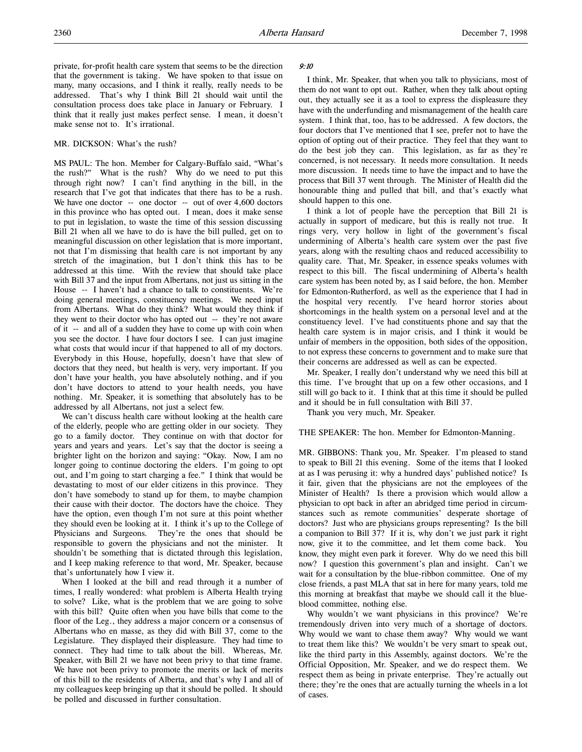private, for-profit health care system that seems to be the direction that the government is taking. We have spoken to that issue on many, many occasions, and I think it really, really needs to be addressed. That's why I think Bill 21 should wait until the consultation process does take place in January or February. I think that it really just makes perfect sense. I mean, it doesn't make sense not to. It's irrational.

MR. DICKSON: What's the rush?

MS PAUL: The hon. Member for Calgary-Buffalo said, "What's the rush?" What is the rush? Why do we need to put this through right now? I can't find anything in the bill, in the research that I've got that indicates that there has to be a rush. We have one doctor -- one doctor -- out of over 4,600 doctors in this province who has opted out. I mean, does it make sense to put in legislation, to waste the time of this session discussing Bill 21 when all we have to do is have the bill pulled, get on to meaningful discussion on other legislation that is more important, not that I'm dismissing that health care is not important by any stretch of the imagination, but I don't think this has to be addressed at this time. With the review that should take place with Bill 37 and the input from Albertans, not just us sitting in the House -- I haven't had a chance to talk to constituents. We're doing general meetings, constituency meetings. We need input from Albertans. What do they think? What would they think if they went to their doctor who has opted out -- they're not aware of it -- and all of a sudden they have to come up with coin when you see the doctor. I have four doctors I see. I can just imagine what costs that would incur if that happened to all of my doctors. Everybody in this House, hopefully, doesn't have that slew of doctors that they need, but health is very, very important. If you don't have your health, you have absolutely nothing, and if you don't have doctors to attend to your health needs, you have nothing. Mr. Speaker, it is something that absolutely has to be addressed by all Albertans, not just a select few.

We can't discuss health care without looking at the health care of the elderly, people who are getting older in our society. They go to a family doctor. They continue on with that doctor for years and years and years. Let's say that the doctor is seeing a brighter light on the horizon and saying: "Okay. Now, I am no longer going to continue doctoring the elders. I'm going to opt out, and I'm going to start charging a fee." I think that would be devastating to most of our elder citizens in this province. They don't have somebody to stand up for them, to maybe champion their cause with their doctor. The doctors have the choice. They have the option, even though I'm not sure at this point whether they should even be looking at it. I think it's up to the College of Physicians and Surgeons. They're the ones that should be responsible to govern the physicians and not the minister. It shouldn't be something that is dictated through this legislation, and I keep making reference to that word, Mr. Speaker, because that's unfortunately how I view it.

When I looked at the bill and read through it a number of times, I really wondered: what problem is Alberta Health trying to solve? Like, what is the problem that we are going to solve with this bill? Quite often when you have bills that come to the floor of the Leg., they address a major concern or a consensus of Albertans who en masse, as they did with Bill 37, come to the Legislature. They displayed their displeasure. They had time to connect. They had time to talk about the bill. Whereas, Mr. Speaker, with Bill 21 we have not been privy to that time frame. We have not been privy to promote the merits or lack of merits of this bill to the residents of Alberta, and that's why I and all of my colleagues keep bringing up that it should be polled. It should be polled and discussed in further consultation.

*9:10*

I think, Mr. Speaker, that when you talk to physicians, most of them do not want to opt out. Rather, when they talk about opting out, they actually see it as a tool to express the displeasure they have with the underfunding and mismanagement of the health care system. I think that, too, has to be addressed. A few doctors, the four doctors that I've mentioned that I see, prefer not to have the option of opting out of their practice. They feel that they want to do the best job they can. This legislation, as far as they're concerned, is not necessary. It needs more consultation. It needs more discussion. It needs time to have the impact and to have the process that Bill 37 went through. The Minister of Health did the honourable thing and pulled that bill, and that's exactly what should happen to this one.

I think a lot of people have the perception that Bill 21 is actually in support of medicare, but this is really not true. It rings very, very hollow in light of the government's fiscal undermining of Alberta's health care system over the past five years, along with the resulting chaos and reduced accessibility to quality care. That, Mr. Speaker, in essence speaks volumes with respect to this bill. The fiscal undermining of Alberta's health care system has been noted by, as I said before, the hon. Member for Edmonton-Rutherford, as well as the experience that I had in the hospital very recently. I've heard horror stories about shortcomings in the health system on a personal level and at the constituency level. I've had constituents phone and say that the health care system is in major crisis, and I think it would be unfair of members in the opposition, both sides of the opposition, to not express these concerns to government and to make sure that their concerns are addressed as well as can be expected.

Mr. Speaker, I really don't understand why we need this bill at this time. I've brought that up on a few other occasions, and I still will go back to it. I think that at this time it should be pulled and it should be in full consultation with Bill 37.

Thank you very much, Mr. Speaker.

THE SPEAKER: The hon. Member for Edmonton-Manning.

MR. GIBBONS: Thank you, Mr. Speaker. I'm pleased to stand to speak to Bill 21 this evening. Some of the items that I looked at as I was perusing it: why a hundred days' published notice? Is it fair, given that the physicians are not the employees of the Minister of Health? Is there a provision which would allow a physician to opt back in after an abridged time period in circumstances such as remote communities' desperate shortage of doctors? Just who are physicians groups representing? Is the bill a companion to Bill 37? If it is, why don't we just park it right now, give it to the committee, and let them come back. You know, they might even park it forever. Why do we need this bill now? I question this government's plan and insight. Can't we wait for a consultation by the blue-ribbon committee. One of my close friends, a past MLA that sat in here for many years, told me this morning at breakfast that maybe we should call it the blue-blood committee, nothing else.

Why wouldn't we want physicians in this province? We're tremendously driven into very much of a shortage of doctors. Why would we want to chase them away? Why would we want to treat them like this? We wouldn't be very smart to speak out, like the third party in this Assembly, against doctors. We're the Official Opposition, Mr. Speaker, and we do respect them. We respect them as being in private enterprise. They're actually out there; they're the ones that are actually turning the wheels in a lot of cases.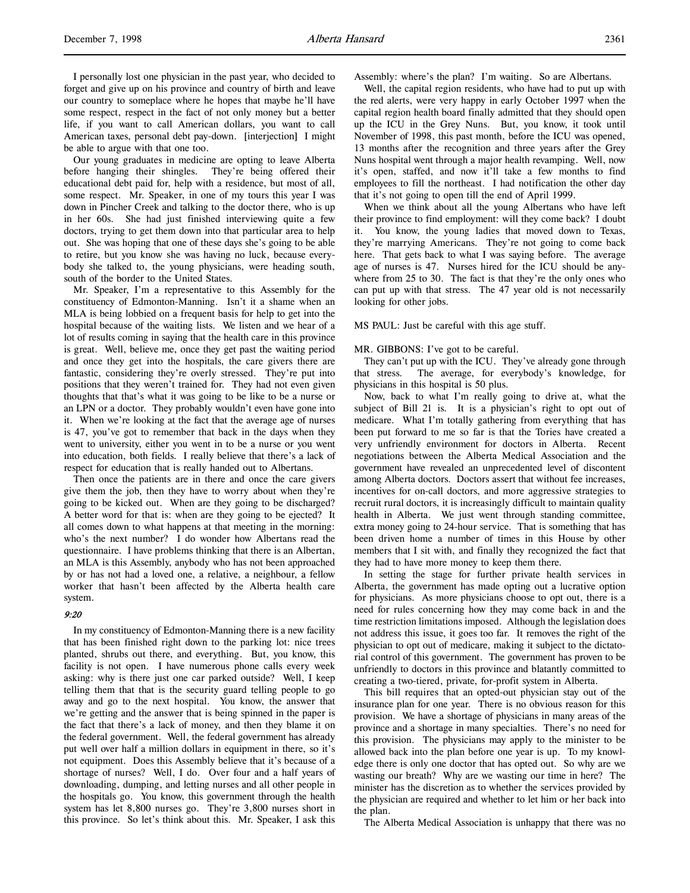I personally lost one physician in the past year, who decided to forget and give up on his province and country of birth and leave our country to someplace where he hopes that maybe he'll have some respect, respect in the fact of not only money but a better life, if you want to call American dollars, you want to call American taxes, personal debt pay-down. [interjection] I might be able to argue with that one too.

Our young graduates in medicine are opting to leave Alberta before hanging their shingles. They're being offered their educational debt paid for, help with a residence, but most of all, some respect. Mr. Speaker, in one of my tours this year I was down in Pincher Creek and talking to the doctor there, who is up in her 60s. She had just finished interviewing quite a few doctors, trying to get them down into that particular area to help out. She was hoping that one of these days she's going to be able to retire, but you know she was having no luck, because everybody she talked to, the young physicians, were heading south, south of the border to the United States.

Mr. Speaker, I'm a representative to this Assembly for the constituency of Edmonton-Manning. Isn't it a shame when an MLA is being lobbied on a frequent basis for help to get into the hospital because of the waiting lists. We listen and we hear of a lot of results coming in saying that the health care in this province is great. Well, believe me, once they get past the waiting period and once they get into the hospitals, the care givers there are fantastic, considering they're overly stressed. They're put into positions that they weren't trained for. They had not even given thoughts that that's what it was going to be like to be a nurse or an LPN or a doctor. They probably wouldn't even have gone into it. When we're looking at the fact that the average age of nurses is 47, you've got to remember that back in the days when they went to university, either you went in to be a nurse or you went into education, both fields. I really believe that there's a lack of respect for education that is really handed out to Albertans.

Then once the patients are in there and once the care givers give them the job, then they have to worry about when they're going to be kicked out. When are they going to be discharged? A better word for that is: when are they going to be ejected? It all comes down to what happens at that meeting in the morning: who's the next number? I do wonder how Albertans read the questionnaire. I have problems thinking that there is an Albertan, an MLA is this Assembly, anybody who has not been approached by or has not had a loved one, a relative, a neighbour, a fellow worker that hasn't been affected by the Alberta health care system.

*9:20*

In my constituency of Edmonton-Manning there is a new facility that has been finished right down to the parking lot: nice trees planted, shrubs out there, and everything. But, you know, this facility is not open. I have numerous phone calls every week asking: why is there just one car parked outside? Well, I keep telling them that that is the security guard telling people to go away and go to the next hospital. You know, the answer that we're getting and the answer that is being spinned in the paper is the fact that there's a lack of money, and then they blame it on the federal government. Well, the federal government has already put well over half a million dollars in equipment in there, so it's not equipment. Does this Assembly believe that it's because of a shortage of nurses? Well, I do. Over four and a half years of downloading, dumping, and letting nurses and all other people in the hospitals go. You know, this government through the health system has let 8,800 nurses go. They're 3,800 nurses short in this province. So let's think about this. Mr. Speaker, I ask this Assembly: where's the plan? I'm waiting. So are Albertans.

Well, the capital region residents, who have had to put up with the red alerts, were very happy in early October 1997 when the capital region health board finally admitted that they should open up the ICU in the Grey Nuns. But, you know, it took until November of 1998, this past month, before the ICU was opened, 13 months after the recognition and three years after the Grey Nuns hospital went through a major health revamping. Well, now it's open, staffed, and now it'll take a few months to find employees to fill the northeast. I had notification the other day that it's not going to open till the end of April 1999.

When we think about all the young Albertans who have left their province to find employment: will they come back? I doubt it. You know, the young ladies that moved down to Texas, they're marrying Americans. They're not going to come back here. That gets back to what I was saying before. The average age of nurses is 47. Nurses hired for the ICU should be anywhere from 25 to 30. The fact is that they're the only ones who can put up with that stress. The 47 year old is not necessarily looking for other jobs.

MS PAUL: Just be careful with this age stuff.

MR. GIBBONS: I've got to be careful.

They can't put up with the ICU. They've already gone through that stress. The average, for everybody's knowledge, for physicians in this hospital is 50 plus.

Now, back to what I'm really going to drive at, what the subject of Bill 21 is. It is a physician's right to opt out of medicare. What I'm totally gathering from everything that has been put forward to me so far is that the Tories have created a very unfriendly environment for doctors in Alberta. Recent negotiations between the Alberta Medical Association and the government have revealed an unprecedented level of discontent among Alberta doctors. Doctors assert that without fee increases, incentives for on-call doctors, and more aggressive strategies to recruit rural doctors, it is increasingly difficult to maintain quality health in Alberta. We just went through standing committee, extra money going to 24-hour service. That is something that has been driven home a number of times in this House by other members that I sit with, and finally they recognized the fact that they had to have more money to keep them there.

In setting the stage for further private health services in Alberta, the government has made opting out a lucrative option for physicians. As more physicians choose to opt out, there is a need for rules concerning how they may come back in and the time restriction limitations imposed. Although the legislation does not address this issue, it goes too far. It removes the right of the physician to opt out of medicare, making it subject to the dictatorial control of this government. The government has proven to be unfriendly to doctors in this province and blatantly committed to creating a two-tiered, private, for-profit system in Alberta.

This bill requires that an opted-out physician stay out of the insurance plan for one year. There is no obvious reason for this provision. We have a shortage of physicians in many areas of the province and a shortage in many specialties. There's no need for this provision. The physicians may apply to the minister to be allowed back into the plan before one year is up. To my knowledge there is only one doctor that has opted out. So why are we wasting our breath? Why are we wasting our time in here? The minister has the discretion as to whether the services provided by the physician are required and whether to let him or her back into the plan.

The Alberta Medical Association is unhappy that there was no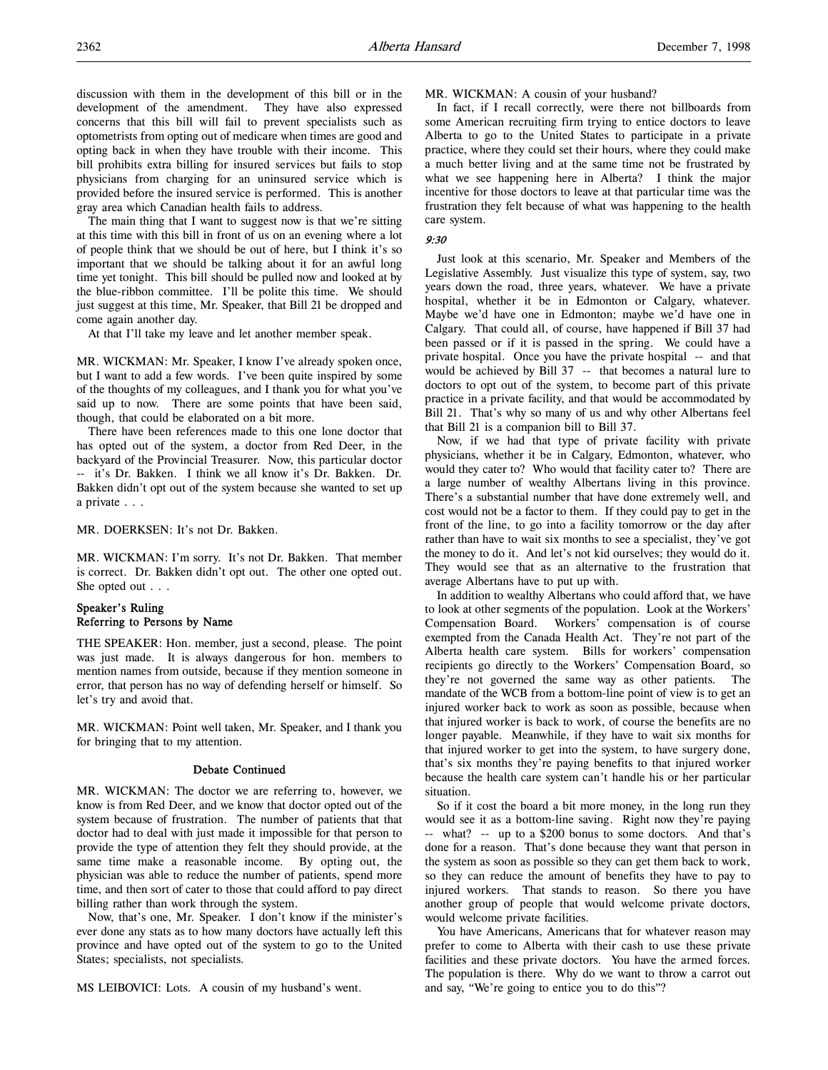discussion with them in the development of this bill or in the development of the amendment. They have also expressed concerns that this bill will fail to prevent specialists such as optometrists from opting out of medicare when times are good and opting back in when they have trouble with their income. This bill prohibits extra billing for insured services but fails to stop physicians from charging for an uninsured service which is provided before the insured service is performed. This is another gray area which Canadian health fails to address.

The main thing that I want to suggest now is that we're sitting at this time with this bill in front of us on an evening where a lot of people think that we should be out of here, but I think it's so important that we should be talking about it for an awful long time yet tonight. This bill should be pulled now and looked at by the blue-ribbon committee. I'll be polite this time. We should just suggest at this time, Mr. Speaker, that Bill 21 be dropped and come again another day.

At that I'll take my leave and let another member speak.

MR. WICKMAN: Mr. Speaker, I know I've already spoken once, but I want to add a few words. I've been quite inspired by some of the thoughts of my colleagues, and I thank you for what you've said up to now. There are some points that have been said, though, that could be elaborated on a bit more.

There have been references made to this one lone doctor that has opted out of the system, a doctor from Red Deer, in the backyard of the Provincial Treasurer. Now, this particular doctor -- it's Dr. Bakken. I think we all know it's Dr. Bakken. Dr. Bakken didn't opt out of the system because she wanted to set up a private . . .

MR. DOERKSEN: It's not Dr. Bakken.

MR. WICKMAN: I'm sorry. It's not Dr. Bakken. That member is correct. Dr. Bakken didn't opt out. The other one opted out. She opted out . . .

### Speaker's Ruling
### Referring to Persons by Name

THE SPEAKER: Hon. member, just a second, please. The point was just made. It is always dangerous for hon. members to mention names from outside, because if they mention someone in error, that person has no way of defending herself or himself. So let's try and avoid that.

MR. WICKMAN: Point well taken, Mr. Speaker, and I thank you for bringing that to my attention.

### Debate Continued

MR. WICKMAN: The doctor we are referring to, however, we know is from Red Deer, and we know that doctor opted out of the system because of frustration. The number of patients that that doctor had to deal with just made it impossible for that person to provide the type of attention they felt they should provide, at the same time make a reasonable income. By opting out, the physician was able to reduce the number of patients, spend more time, and then sort of cater to those that could afford to pay direct billing rather than work through the system.

Now, that's one, Mr. Speaker. I don't know if the minister's ever done any stats as to how many doctors have actually left this province and have opted out of the system to go to the United States; specialists, not specialists.

MS LEIBOVICI: Lots. A cousin of my husband's went.

MR. WICKMAN: A cousin of your husband?

In fact, if I recall correctly, were there not billboards from some American recruiting firm trying to entice doctors to leave Alberta to go to the United States to participate in a private practice, where they could set their hours, where they could make a much better living and at the same time not be frustrated by what we see happening here in Alberta? I think the major incentive for those doctors to leave at that particular time was the frustration they felt because of what was happening to the health care system.

*9:30*

Just look at this scenario, Mr. Speaker and Members of the Legislative Assembly. Just visualize this type of system, say, two years down the road, three years, whatever. We have a private hospital, whether it be in Edmonton or Calgary, whatever. Maybe we'd have one in Edmonton; maybe we'd have one in Calgary. That could all, of course, have happened if Bill 37 had been passed or if it is passed in the spring. We could have a private hospital. Once you have the private hospital -- and that would be achieved by Bill 37 -- that becomes a natural lure to doctors to opt out of the system, to become part of this private practice in a private facility, and that would be accommodated by Bill 21. That's why so many of us and why other Albertans feel that Bill 21 is a companion bill to Bill 37.

Now, if we had that type of private facility with private physicians, whether it be in Calgary, Edmonton, whatever, who would they cater to? Who would that facility cater to? There are a large number of wealthy Albertans living in this province. There's a substantial number that have done extremely well, and cost would not be a factor to them. If they could pay to get in the front of the line, to go into a facility tomorrow or the day after rather than have to wait six months to see a specialist, they've got the money to do it. And let's not kid ourselves; they would do it. They would see that as an alternative to the frustration that average Albertans have to put up with.

In addition to wealthy Albertans who could afford that, we have to look at other segments of the population. Look at the Workers' Compensation Board. Workers' compensation is of course exempted from the Canada Health Act. They're not part of the Alberta health care system. Bills for workers' compensation recipients go directly to the Workers' Compensation Board, so they're not governed the same way as other patients. The mandate of the WCB from a bottom-line point of view is to get an injured worker back to work as soon as possible, because when that injured worker is back to work, of course the benefits are no longer payable. Meanwhile, if they have to wait six months for that injured worker to get into the system, to have surgery done, that's six months they're paying benefits to that injured worker because the health care system can't handle his or her particular situation.

So if it cost the board a bit more money, in the long run they would see it as a bottom-line saving. Right now they're paying -- what? -- up to a $200 bonus to some doctors. And that's done for a reason. That's done because they want that person in the system as soon as possible so they can get them back to work, so they can reduce the amount of benefits they have to pay to injured workers. That stands to reason. So there you have another group of people that would welcome private doctors, would welcome private facilities.

You have Americans, Americans that for whatever reason may prefer to come to Alberta with their cash to use these private facilities and these private doctors. You have the armed forces. The population is there. Why do we want to throw a carrot out and say, "We're going to entice you to do this"?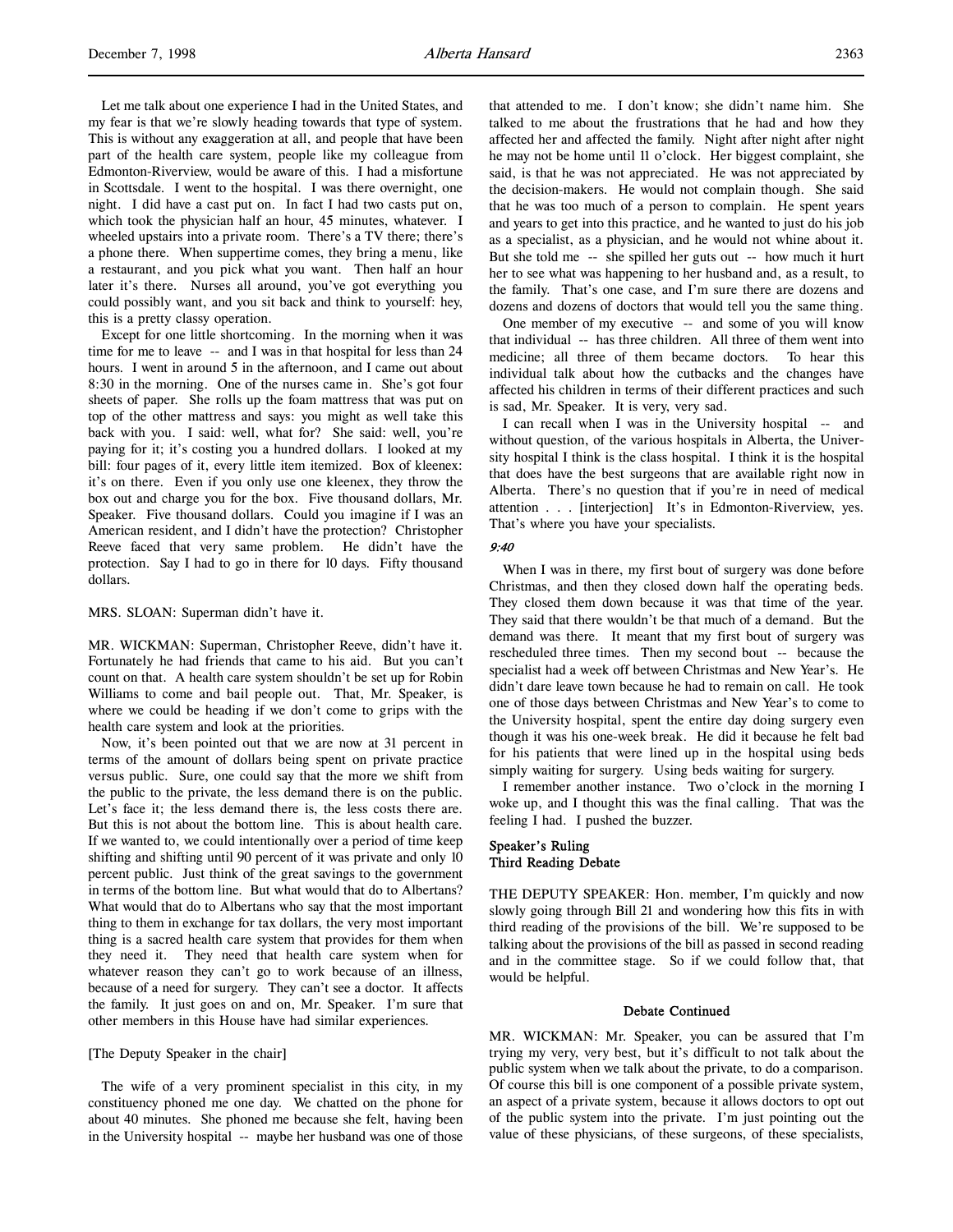Let me talk about one experience I had in the United States, and my fear is that we're slowly heading towards that type of system. This is without any exaggeration at all, and people that have been part of the health care system, people like my colleague from Edmonton-Riverview, would be aware of this. I had a misfortune in Scottsdale. I went to the hospital. I was there overnight, one night. I did have a cast put on. In fact I had two casts put on, which took the physician half an hour, 45 minutes, whatever. I wheeled upstairs into a private room. There's a TV there; there's a phone there. When suppertime comes, they bring a menu, like a restaurant, and you pick what you want. Then half an hour later it's there. Nurses all around, you've got everything you could possibly want, and you sit back and think to yourself: hey, this is a pretty classy operation.

Except for one little shortcoming. In the morning when it was time for me to leave -- and I was in that hospital for less than 24 hours. I went in around 5 in the afternoon, and I came out about 8:30 in the morning. One of the nurses came in. She's got four sheets of paper. She rolls up the foam mattress that was put on top of the other mattress and says: you might as well take this back with you. I said: well, what for? She said: well, you're paying for it; it's costing you a hundred dollars. I looked at my bill: four pages of it, every little item itemized. Box of kleenex: it's on there. Even if you only use one kleenex, they throw the box out and charge you for the box. Five thousand dollars, Mr. Speaker. Five thousand dollars. Could you imagine if I was an American resident, and I didn't have the protection? Christopher Reeve faced that very same problem. He didn't have the protection. Say I had to go in there for 10 days. Fifty thousand dollars.

MRS. SLOAN: Superman didn't have it.

MR. WICKMAN: Superman, Christopher Reeve, didn't have it. Fortunately he had friends that came to his aid. But you can't count on that. A health care system shouldn't be set up for Robin Williams to come and bail people out. That, Mr. Speaker, is where we could be heading if we don't come to grips with the health care system and look at the priorities.

Now, it's been pointed out that we are now at 31 percent in terms of the amount of dollars being spent on private practice versus public. Sure, one could say that the more we shift from the public to the private, the less demand there is on the public. Let's face it; the less demand there is, the less costs there are. But this is not about the bottom line. This is about health care. If we wanted to, we could intentionally over a period of time keep shifting and shifting until 90 percent of it was private and only 10 percent public. Just think of the great savings to the government in terms of the bottom line. But what would that do to Albertans? What would that do to Albertans who say that the most important thing to them in exchange for tax dollars, the very most important thing is a sacred health care system that provides for them when they need it. They need that health care system when for whatever reason they can't go to work because of an illness, because of a need for surgery. They can't see a doctor. It affects the family. It just goes on and on, Mr. Speaker. I'm sure that other members in this House have had similar experiences.

[The Deputy Speaker in the chair]

The wife of a very prominent specialist in this city, in my constituency phoned me one day. We chatted on the phone for about 40 minutes. She phoned me because she felt, having been in the University hospital -- maybe her husband was one of those that attended to me. I don't know; she didn't name him. She talked to me about the frustrations that he had and how they affected her and affected the family. Night after night after night he may not be home until 11 o'clock. Her biggest complaint, she said, is that he was not appreciated. He was not appreciated by the decision-makers. He would not complain though. She said that he was too much of a person to complain. He spent years and years to get into this practice, and he wanted to just do his job as a specialist, as a physician, and he would not whine about it. But she told me -- she spilled her guts out -- how much it hurt her to see what was happening to her husband and, as a result, to the family. That's one case, and I'm sure there are dozens and dozens and dozens of doctors that would tell you the same thing.

One member of my executive -- and some of you will know that individual -- has three children. All three of them went into medicine; all three of them became doctors. To hear this individual talk about how the cutbacks and the changes have affected his children in terms of their different practices and such is sad, Mr. Speaker. It is very, very sad.

I can recall when I was in the University hospital -- and without question, of the various hospitals in Alberta, the University hospital I think is the class hospital. I think it is the hospital that does have the best surgeons that are available right now in Alberta. There's no question that if you're in need of medical attention . . . [interjection] It's in Edmonton-Riverview, yes. That's where you have your specialists.

*9:40*

When I was in there, my first bout of surgery was done before Christmas, and then they closed down half the operating beds. They closed them down because it was that time of the year. They said that there wouldn't be that much of a demand. But the demand was there. It meant that my first bout of surgery was rescheduled three times. Then my second bout -- because the specialist had a week off between Christmas and New Year's. He didn't dare leave town because he had to remain on call. He took one of those days between Christmas and New Year's to come to the University hospital, spent the entire day doing surgery even though it was his one-week break. He did it because he felt bad for his patients that were lined up in the hospital using beds simply waiting for surgery. Using beds waiting for surgery.

I remember another instance. Two o'clock in the morning I woke up, and I thought this was the final calling. That was the feeling I had. I pushed the buzzer.

### Speaker's Ruling
### Third Reading Debate

THE DEPUTY SPEAKER: Hon. member, I'm quickly and now slowly going through Bill 21 and wondering how this fits in with third reading of the provisions of the bill. We're supposed to be talking about the provisions of the bill as passed in second reading and in the committee stage. So if we could follow that, that would be helpful.

#### Debate Continued

MR. WICKMAN: Mr. Speaker, you can be assured that I'm trying my very, very best, but it's difficult to not talk about the public system when we talk about the private, to do a comparison. Of course this bill is one component of a possible private system, an aspect of a private system, because it allows doctors to opt out of the public system into the private. I'm just pointing out the value of these physicians, of these surgeons, of these specialists,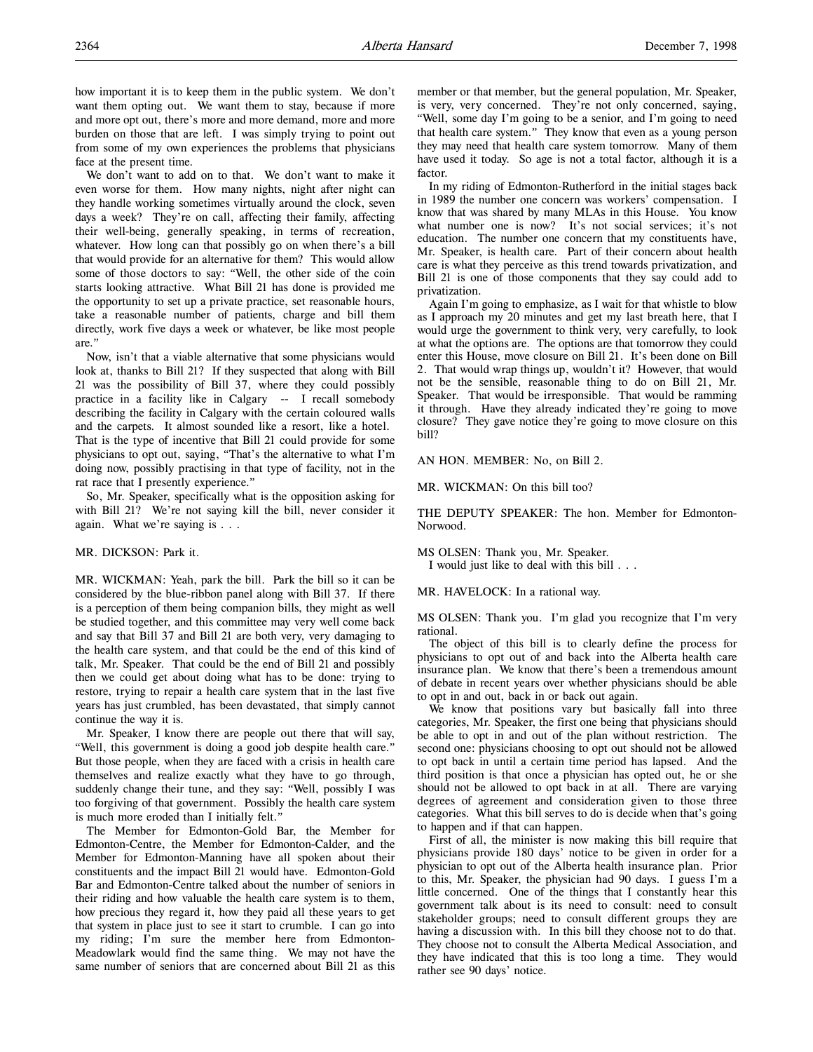how important it is to keep them in the public system. We don't want them opting out. We want them to stay, because if more and more opt out, there's more and more demand, more and more burden on those that are left. I was simply trying to point out from some of my own experiences the problems that physicians face at the present time.

We don't want to add on to that. We don't want to make it even worse for them. How many nights, night after night can they handle working sometimes virtually around the clock, seven days a week? They're on call, affecting their family, affecting their well-being, generally speaking, in terms of recreation, whatever. How long can that possibly go on when there's a bill that would provide for an alternative for them? This would allow some of those doctors to say: "Well, the other side of the coin starts looking attractive. What Bill 21 has done is provided me the opportunity to set up a private practice, set reasonable hours, take a reasonable number of patients, charge and bill them directly, work five days a week or whatever, be like most people are."

Now, isn't that a viable alternative that some physicians would look at, thanks to Bill 21? If they suspected that along with Bill 21 was the possibility of Bill 37, where they could possibly practice in a facility like in Calgary -- I recall somebody describing the facility in Calgary with the certain coloured walls and the carpets. It almost sounded like a resort, like a hotel. That is the type of incentive that Bill 21 could provide for some physicians to opt out, saying, "That's the alternative to what I'm doing now, possibly practising in that type of facility, not in the rat race that I presently experience."

So, Mr. Speaker, specifically what is the opposition asking for with Bill 21? We're not saying kill the bill, never consider it again. What we're saying is . . .

MR. DICKSON: Park it.

MR. WICKMAN: Yeah, park the bill. Park the bill so it can be considered by the blue-ribbon panel along with Bill 37. If there is a perception of them being companion bills, they might as well be studied together, and this committee may very well come back and say that Bill 37 and Bill 21 are both very, very damaging to the health care system, and that could be the end of this kind of talk, Mr. Speaker. That could be the end of Bill 21 and possibly then we could get about doing what has to be done: trying to restore, trying to repair a health care system that in the last five years has just crumbled, has been devastated, that simply cannot continue the way it is.

Mr. Speaker, I know there are people out there that will say, "Well, this government is doing a good job despite health care." But those people, when they are faced with a crisis in health care themselves and realize exactly what they have to go through, suddenly change their tune, and they say: "Well, possibly I was too forgiving of that government. Possibly the health care system is much more eroded than I initially felt."

The Member for Edmonton-Gold Bar, the Member for Edmonton-Centre, the Member for Edmonton-Calder, and the Member for Edmonton-Manning have all spoken about their constituents and the impact Bill 21 would have. Edmonton-Gold Bar and Edmonton-Centre talked about the number of seniors in their riding and how valuable the health care system is to them, how precious they regard it, how they paid all these years to get that system in place just to see it start to crumble. I can go into my riding; I'm sure the member here from Edmonton-Meadowlark would find the same thing. We may not have the same number of seniors that are concerned about Bill 21 as this member or that member, but the general population, Mr. Speaker, is very, very concerned. They're not only concerned, saying, "Well, some day I'm going to be a senior, and I'm going to need that health care system." They know that even as a young person they may need that health care system tomorrow. Many of them have used it today. So age is not a total factor, although it is a factor.

In my riding of Edmonton-Rutherford in the initial stages back in 1989 the number one concern was workers' compensation. I know that was shared by many MLAs in this House. You know what number one is now? It's not social services; it's not education. The number one concern that my constituents have, Mr. Speaker, is health care. Part of their concern about health care is what they perceive as this trend towards privatization, and Bill 21 is one of those components that they say could add to privatization.

Again I'm going to emphasize, as I wait for that whistle to blow as I approach my 20 minutes and get my last breath here, that I would urge the government to think very, very carefully, to look at what the options are. The options are that tomorrow they could enter this House, move closure on Bill 21. It's been done on Bill 2. That would wrap things up, wouldn't it? However, that would not be the sensible, reasonable thing to do on Bill 21, Mr. Speaker. That would be irresponsible. That would be ramming it through. Have they already indicated they're going to move closure? They gave notice they're going to move closure on this bill?

AN HON. MEMBER: No, on Bill 2.

MR. WICKMAN: On this bill too?

THE DEPUTY SPEAKER: The hon. Member for Edmonton-Norwood.

MS OLSEN: Thank you, Mr. Speaker.
I would just like to deal with this bill . . .

MR. HAVELOCK: In a rational way.

MS OLSEN: Thank you. I'm glad you recognize that I'm very rational.

The object of this bill is to clearly define the process for physicians to opt out of and back into the Alberta health care insurance plan. We know that there's been a tremendous amount of debate in recent years over whether physicians should be able to opt in and out, back in or back out again.

We know that positions vary but basically fall into three categories, Mr. Speaker, the first one being that physicians should be able to opt in and out of the plan without restriction. The second one: physicians choosing to opt out should not be allowed to opt back in until a certain time period has lapsed. And the third position is that once a physician has opted out, he or she should not be allowed to opt back in at all. There are varying degrees of agreement and consideration given to those three categories. What this bill serves to do is decide when that's going to happen and if that can happen.

First of all, the minister is now making this bill require that physicians provide 180 days' notice to be given in order for a physician to opt out of the Alberta health insurance plan. Prior to this, Mr. Speaker, the physician had 90 days. I guess I'm a little concerned. One of the things that I constantly hear this government talk about is its need to consult: need to consult stakeholder groups; need to consult different groups they are having a discussion with. In this bill they choose not to do that. They choose not to consult the Alberta Medical Association, and they have indicated that this is too long a time. They would rather see 90 days' notice.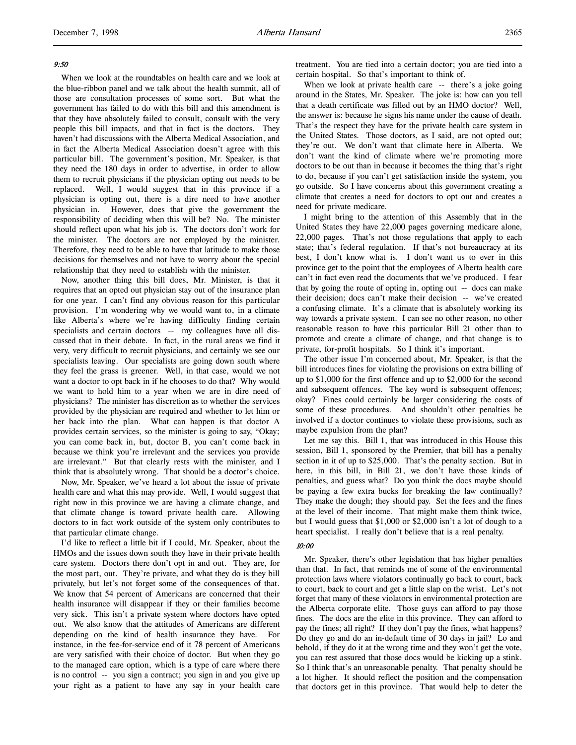*9:50*

When we look at the roundtables on health care and we look at the blue-ribbon panel and we talk about the health summit, all of those are consultation processes of some sort. But what the government has failed to do with this bill and this amendment is that they have absolutely failed to consult, consult with the very people this bill impacts, and that in fact is the doctors. They haven't had discussions with the Alberta Medical Association, and in fact the Alberta Medical Association doesn't agree with this particular bill. The government's position, Mr. Speaker, is that they need the 180 days in order to advertise, in order to allow them to recruit physicians if the physician opting out needs to be replaced. Well, I would suggest that in this province if a physician is opting out, there is a dire need to have another physician in. However, does that give the government the responsibility of deciding when this will be? No. The minister should reflect upon what his job is. The doctors don't work for the minister. The doctors are not employed by the minister. Therefore, they need to be able to have that latitude to make those decisions for themselves and not have to worry about the special relationship that they need to establish with the minister.

Now, another thing this bill does, Mr. Minister, is that it requires that an opted out physician stay out of the insurance plan for one year. I can't find any obvious reason for this particular provision. I'm wondering why we would want to, in a climate like Alberta's where we're having difficulty finding certain specialists and certain doctors -- my colleagues have all discussed that in their debate. In fact, in the rural areas we find it very, very difficult to recruit physicians, and certainly we see our specialists leaving. Our specialists are going down south where they feel the grass is greener. Well, in that case, would we not want a doctor to opt back in if he chooses to do that? Why would we want to hold him to a year when we are in dire need of physicians? The minister has discretion as to whether the services provided by the physician are required and whether to let him or her back into the plan. What can happen is that doctor A provides certain services, so the minister is going to say, "Okay; you can come back in, but, doctor B, you can't come back in because we think you're irrelevant and the services you provide are irrelevant." But that clearly rests with the minister, and I think that is absolutely wrong. That should be a doctor's choice.

Now, Mr. Speaker, we've heard a lot about the issue of private health care and what this may provide. Well, I would suggest that right now in this province we are having a climate change, and that climate change is toward private health care. Allowing doctors to in fact work outside of the system only contributes to that particular climate change.

I'd like to reflect a little bit if I could, Mr. Speaker, about the HMOs and the issues down south they have in their private health care system. Doctors there don't opt in and out. They are, for the most part, out. They're private, and what they do is they bill privately, but let's not forget some of the consequences of that. We know that 54 percent of Americans are concerned that their health insurance will disappear if they or their families become very sick. This isn't a private system where doctors have opted out. We also know that the attitudes of Americans are different depending on the kind of health insurance they have. For instance, in the fee-for-service end of it 78 percent of Americans are very satisfied with their choice of doctor. But when they go to the managed care option, which is a type of care where there is no control -- you sign a contract; you sign in and you give up your right as a patient to have any say in your health care treatment. You are tied into a certain doctor; you are tied into a certain hospital. So that's important to think of.

When we look at private health care -- there's a joke going around in the States, Mr. Speaker. The joke is: how can you tell that a death certificate was filled out by an HMO doctor? Well, the answer is: because he signs his name under the cause of death. That's the respect they have for the private health care system in the United States. Those doctors, as I said, are not opted out; they're out. We don't want that climate here in Alberta. We don't want the kind of climate where we're promoting more doctors to be out than in because it becomes the thing that's right to do, because if you can't get satisfaction inside the system, you go outside. So I have concerns about this government creating a climate that creates a need for doctors to opt out and creates a need for private medicare.

I might bring to the attention of this Assembly that in the United States they have 22,000 pages governing medicare alone, 22,000 pages. That's not those regulations that apply to each state; that's federal regulation. If that's not bureaucracy at its best, I don't know what is. I don't want us to ever in this province get to the point that the employees of Alberta health care can't in fact even read the documents that we've produced. I fear that by going the route of opting in, opting out -- docs can make their decision; docs can't make their decision -- we've created a confusing climate. It's a climate that is absolutely working its way towards a private system. I can see no other reason, no other reasonable reason to have this particular Bill 21 other than to promote and create a climate of change, and that change is to private, for-profit hospitals. So I think it's important.

The other issue I'm concerned about, Mr. Speaker, is that the bill introduces fines for violating the provisions on extra billing of up to $1,000 for the first offence and up to $2,000 for the second and subsequent offences. The key word is subsequent offences; okay? Fines could certainly be larger considering the costs of some of these procedures. And shouldn't other penalties be involved if a doctor continues to violate these provisions, such as maybe expulsion from the plan?

Let me say this. Bill 1, that was introduced in this House this session, Bill 1, sponsored by the Premier, that bill has a penalty section in it of up to $25,000. That's the penalty section. But in here, in this bill, in Bill 21, we don't have those kinds of penalties, and guess what? Do you think the docs maybe should be paying a few extra bucks for breaking the law continually? They make the dough; they should pay. Set the fees and the fines at the level of their income. That might make them think twice, but I would guess that $1,000 or $2,000 isn't a lot of dough to a heart specialist. I really don't believe that is a real penalty.

*10:00*

Mr. Speaker, there's other legislation that has higher penalties than that. In fact, that reminds me of some of the environmental protection laws where violators continually go back to court, back to court, back to court and get a little slap on the wrist. Let's not forget that many of these violators in environmental protection are the Alberta corporate elite. Those guys can afford to pay those fines. The docs are the elite in this province. They can afford to pay the fines; all right? If they don't pay the fines, what happens? Do they go and do an in-default time of 30 days in jail? Lo and behold, if they do it at the wrong time and they won't get the vote, you can rest assured that those docs would be kicking up a stink. So I think that's an unreasonable penalty. That penalty should be a lot higher. It should reflect the position and the compensation that doctors get in this province. That would help to deter the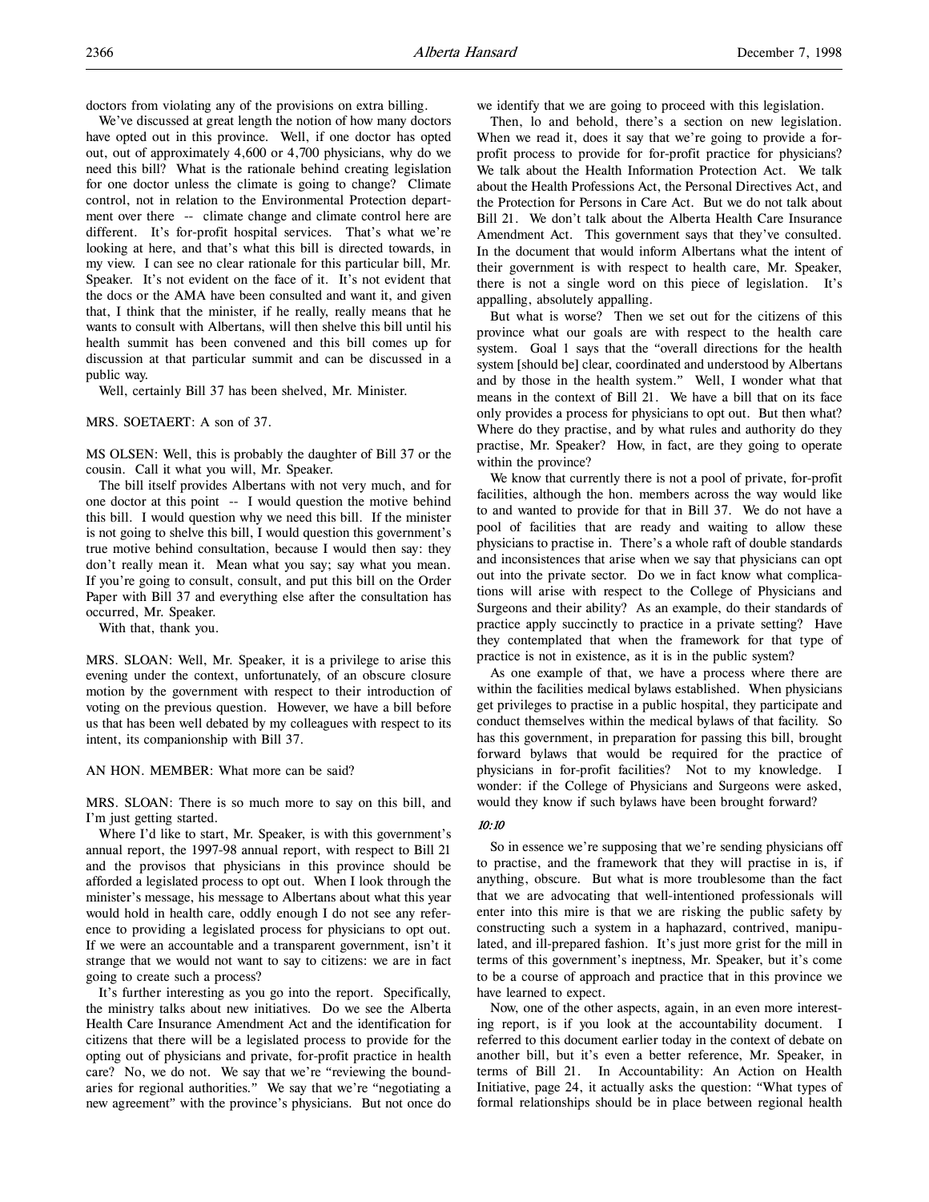doctors from violating any of the provisions on extra billing.

We've discussed at great length the notion of how many doctors have opted out in this province. Well, if one doctor has opted out, out of approximately 4,600 or 4,700 physicians, why do we need this bill? What is the rationale behind creating legislation for one doctor unless the climate is going to change? Climate control, not in relation to the Environmental Protection department over there -- climate change and climate control here are different. It's for-profit hospital services. That's what we're looking at here, and that's what this bill is directed towards, in my view. I can see no clear rationale for this particular bill, Mr. Speaker. It's not evident on the face of it. It's not evident that the docs or the AMA have been consulted and want it, and given that, I think that the minister, if he really, really means that he wants to consult with Albertans, will then shelve this bill until his health summit has been convened and this bill comes up for discussion at that particular summit and can be discussed in a public way.

Well, certainly Bill 37 has been shelved, Mr. Minister.

MRS. SOETAERT: A son of 37.

MS OLSEN: Well, this is probably the daughter of Bill 37 or the cousin. Call it what you will, Mr. Speaker.

The bill itself provides Albertans with not very much, and for one doctor at this point -- I would question the motive behind this bill. I would question why we need this bill. If the minister is not going to shelve this bill, I would question this government's true motive behind consultation, because I would then say: they don't really mean it. Mean what you say; say what you mean. If you're going to consult, consult, and put this bill on the Order Paper with Bill 37 and everything else after the consultation has occurred, Mr. Speaker.

With that, thank you.

MRS. SLOAN: Well, Mr. Speaker, it is a privilege to arise this evening under the context, unfortunately, of an obscure closure motion by the government with respect to their introduction of voting on the previous question. However, we have a bill before us that has been well debated by my colleagues with respect to its intent, its companionship with Bill 37.

AN HON. MEMBER: What more can be said?

MRS. SLOAN: There is so much more to say on this bill, and I'm just getting started.

Where I'd like to start, Mr. Speaker, is with this government's annual report, the 1997-98 annual report, with respect to Bill 21 and the provisos that physicians in this province should be afforded a legislated process to opt out. When I look through the minister's message, his message to Albertans about what this year would hold in health care, oddly enough I do not see any reference to providing a legislated process for physicians to opt out. If we were an accountable and a transparent government, isn't it strange that we would not want to say to citizens: we are in fact going to create such a process?

It's further interesting as you go into the report. Specifically, the ministry talks about new initiatives. Do we see the Alberta Health Care Insurance Amendment Act and the identification for citizens that there will be a legislated process to provide for the opting out of physicians and private, for-profit practice in health care? No, we do not. We say that we're "reviewing the boundaries for regional authorities." We say that we're "negotiating a new agreement" with the province's physicians. But not once do we identify that we are going to proceed with this legislation.

Then, lo and behold, there's a section on new legislation. When we read it, does it say that we're going to provide a for-profit process to provide for for-profit practice for physicians? We talk about the Health Information Protection Act. We talk about the Health Professions Act, the Personal Directives Act, and the Protection for Persons in Care Act. But we do not talk about Bill 21. We don't talk about the Alberta Health Care Insurance Amendment Act. This government says that they've consulted. In the document that would inform Albertans what the intent of their government is with respect to health care, Mr. Speaker, there is not a single word on this piece of legislation. It's appalling, absolutely appalling.

But what is worse? Then we set out for the citizens of this province what our goals are with respect to the health care system. Goal 1 says that the "overall directions for the health system [should be] clear, coordinated and understood by Albertans and by those in the health system." Well, I wonder what that means in the context of Bill 21. We have a bill that on its face only provides a process for physicians to opt out. But then what? Where do they practise, and by what rules and authority do they practise, Mr. Speaker? How, in fact, are they going to operate within the province?

We know that currently there is not a pool of private, for-profit facilities, although the hon. members across the way would like to and wanted to provide for that in Bill 37. We do not have a pool of facilities that are ready and waiting to allow these physicians to practise in. There's a whole raft of double standards and inconsistences that arise when we say that physicians can opt out into the private sector. Do we in fact know what complications will arise with respect to the College of Physicians and Surgeons and their ability? As an example, do their standards of practice apply succinctly to practice in a private setting? Have they contemplated that when the framework for that type of practice is not in existence, as it is in the public system?

As one example of that, we have a process where there are within the facilities medical bylaws established. When physicians get privileges to practise in a public hospital, they participate and conduct themselves within the medical bylaws of that facility. So has this government, in preparation for passing this bill, brought forward bylaws that would be required for the practice of physicians in for-profit facilities? Not to my knowledge. I wonder: if the College of Physicians and Surgeons were asked, would they know if such bylaws have been brought forward?

*10:10*

So in essence we're supposing that we're sending physicians off to practise, and the framework that they will practise in is, if anything, obscure. But what is more troublesome than the fact that we are advocating that well-intentioned professionals will enter into this mire is that we are risking the public safety by constructing such a system in a haphazard, contrived, manipulated, and ill-prepared fashion. It's just more grist for the mill in terms of this government's ineptness, Mr. Speaker, but it's come to be a course of approach and practice that in this province we have learned to expect.

Now, one of the other aspects, again, in an even more interesting report, is if you look at the accountability document. I referred to this document earlier today in the context of debate on another bill, but it's even a better reference, Mr. Speaker, in terms of Bill 21. In Accountability: An Action on Health Initiative, page 24, it actually asks the question: "What types of formal relationships should be in place between regional health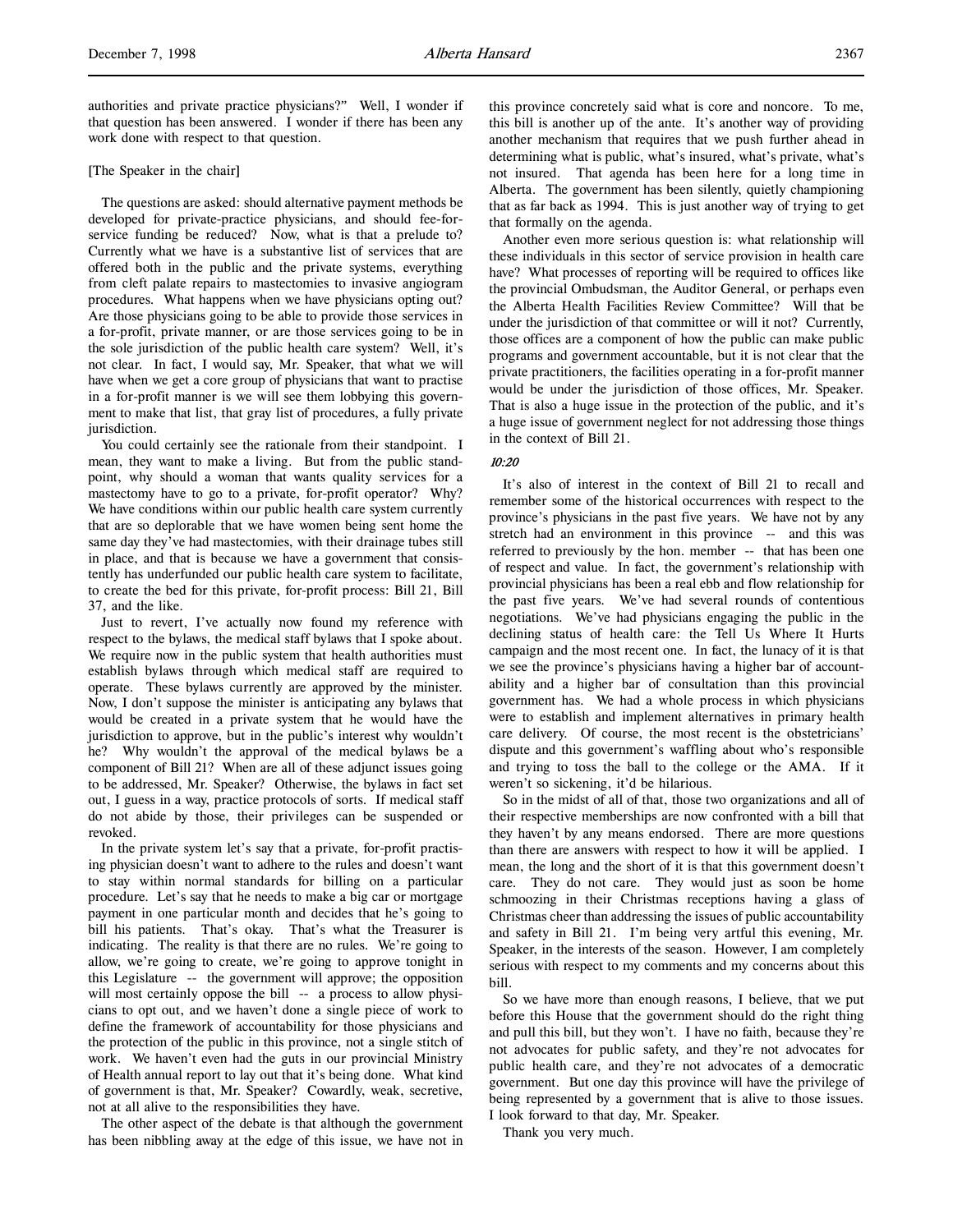authorities and private practice physicians?" Well, I wonder if that question has been answered. I wonder if there has been any work done with respect to that question.

[The Speaker in the chair]

The questions are asked: should alternative payment methods be developed for private-practice physicians, and should fee-for-service funding be reduced? Now, what is that a prelude to? Currently what we have is a substantive list of services that are offered both in the public and the private systems, everything from cleft palate repairs to mastectomies to invasive angiogram procedures. What happens when we have physicians opting out? Are those physicians going to be able to provide those services in a for-profit, private manner, or are those services going to be in the sole jurisdiction of the public health care system? Well, it's not clear. In fact, I would say, Mr. Speaker, that what we will have when we get a core group of physicians that want to practise in a for-profit manner is we will see them lobbying this government to make that list, that gray list of procedures, a fully private jurisdiction.

You could certainly see the rationale from their standpoint. I mean, they want to make a living. But from the public standpoint, why should a woman that wants quality services for a mastectomy have to go to a private, for-profit operator? Why? We have conditions within our public health care system currently that are so deplorable that we have women being sent home the same day they've had mastectomies, with their drainage tubes still in place, and that is because we have a government that consistently has underfunded our public health care system to facilitate, to create the bed for this private, for-profit process: Bill 21, Bill 37, and the like.

Just to revert, I've actually now found my reference with respect to the bylaws, the medical staff bylaws that I spoke about. We require now in the public system that health authorities must establish bylaws through which medical staff are required to operate. These bylaws currently are approved by the minister. Now, I don't suppose the minister is anticipating any bylaws that would be created in a private system that he would have the jurisdiction to approve, but in the public's interest why wouldn't he? Why wouldn't the approval of the medical bylaws be a component of Bill 21? When are all of these adjunct issues going to be addressed, Mr. Speaker? Otherwise, the bylaws in fact set out, I guess in a way, practice protocols of sorts. If medical staff do not abide by those, their privileges can be suspended or revoked.

In the private system let's say that a private, for-profit practising physician doesn't want to adhere to the rules and doesn't want to stay within normal standards for billing on a particular procedure. Let's say that he needs to make a big car or mortgage payment in one particular month and decides that he's going to bill his patients. That's okay. That's what the Treasurer is indicating. The reality is that there are no rules. We're going to allow, we're going to create, we're going to approve tonight in this Legislature -- the government will approve; the opposition will most certainly oppose the bill -- a process to allow physicians to opt out, and we haven't done a single piece of work to define the framework of accountability for those physicians and the protection of the public in this province, not a single stitch of work. We haven't even had the guts in our provincial Ministry of Health annual report to lay out that it's being done. What kind of government is that, Mr. Speaker? Cowardly, weak, secretive, not at all alive to the responsibilities they have.

The other aspect of the debate is that although the government has been nibbling away at the edge of this issue, we have not in this province concretely said what is core and noncore. To me, this bill is another up of the ante. It's another way of providing another mechanism that requires that we push further ahead in determining what is public, what's insured, what's private, what's not insured. That agenda has been here for a long time in Alberta. The government has been silently, quietly championing that as far back as 1994. This is just another way of trying to get that formally on the agenda.

Another even more serious question is: what relationship will these individuals in this sector of service provision in health care have? What processes of reporting will be required to offices like the provincial Ombudsman, the Auditor General, or perhaps even the Alberta Health Facilities Review Committee? Will that be under the jurisdiction of that committee or will it not? Currently, those offices are a component of how the public can make public programs and government accountable, but it is not clear that the private practitioners, the facilities operating in a for-profit manner would be under the jurisdiction of those offices, Mr. Speaker. That is also a huge issue in the protection of the public, and it's a huge issue of government neglect for not addressing those things in the context of Bill 21.

*10:20*

It's also of interest in the context of Bill 21 to recall and remember some of the historical occurrences with respect to the province's physicians in the past five years. We have not by any stretch had an environment in this province -- and this was referred to previously by the hon. member -- that has been one of respect and value. In fact, the government's relationship with provincial physicians has been a real ebb and flow relationship for the past five years. We've had several rounds of contentious negotiations. We've had physicians engaging the public in the declining status of health care: the Tell Us Where It Hurts campaign and the most recent one. In fact, the lunacy of it is that we see the province's physicians having a higher bar of accountability and a higher bar of consultation than this provincial government has. We had a whole process in which physicians were to establish and implement alternatives in primary health care delivery. Of course, the most recent is the obstetricians' dispute and this government's waffling about who's responsible and trying to toss the ball to the college or the AMA. If it weren't so sickening, it'd be hilarious.

So in the midst of all of that, those two organizations and all of their respective memberships are now confronted with a bill that they haven't by any means endorsed. There are more questions than there are answers with respect to how it will be applied. I mean, the long and the short of it is that this government doesn't care. They do not care. They would just as soon be home schmoozing in their Christmas receptions having a glass of Christmas cheer than addressing the issues of public accountability and safety in Bill 21. I'm being very artful this evening, Mr. Speaker, in the interests of the season. However, I am completely serious with respect to my comments and my concerns about this bill.

So we have more than enough reasons, I believe, that we put before this House that the government should do the right thing and pull this bill, but they won't. I have no faith, because they're not advocates for public safety, and they're not advocates for public health care, and they're not advocates of a democratic government. But one day this province will have the privilege of being represented by a government that is alive to those issues. I look forward to that day, Mr. Speaker.

Thank you very much.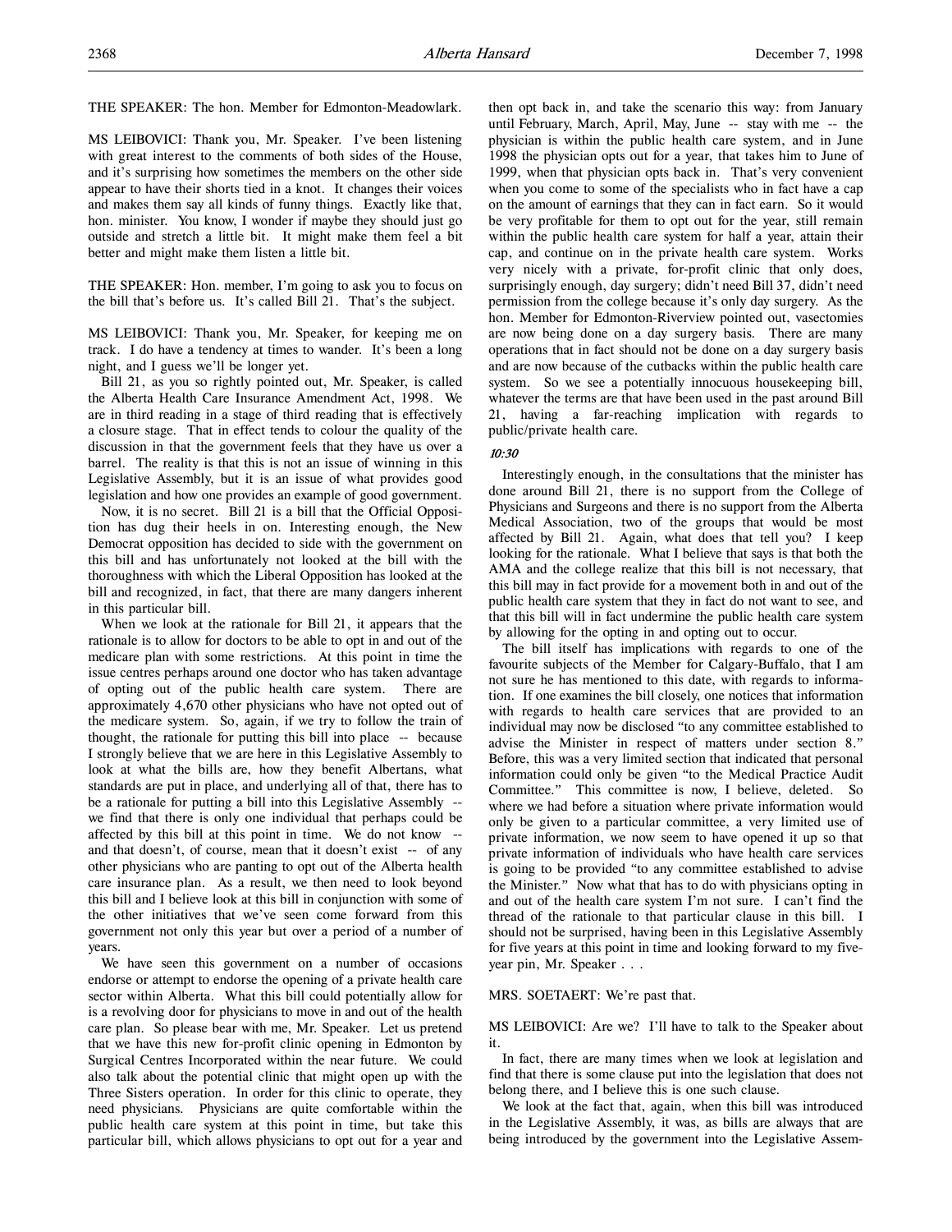THE SPEAKER: The hon. Member for Edmonton-Meadowlark.

MS LEIBOVICI: Thank you, Mr. Speaker. I've been listening with great interest to the comments of both sides of the House, and it's surprising how sometimes the members on the other side appear to have their shorts tied in a knot. It changes their voices and makes them say all kinds of funny things. Exactly like that, hon. minister. You know, I wonder if maybe they should just go outside and stretch a little bit. It might make them feel a bit better and might make them listen a little bit.

THE SPEAKER: Hon. member, I'm going to ask you to focus on the bill that's before us. It's called Bill 21. That's the subject.

MS LEIBOVICI: Thank you, Mr. Speaker, for keeping me on track. I do have a tendency at times to wander. It's been a long night, and I guess we'll be longer yet.

Bill 21, as you so rightly pointed out, Mr. Speaker, is called the Alberta Health Care Insurance Amendment Act, 1998. We are in third reading in a stage of third reading that is effectively a closure stage. That in effect tends to colour the quality of the discussion in that the government feels that they have us over a barrel. The reality is that this is not an issue of winning in this Legislative Assembly, but it is an issue of what provides good legislation and how one provides an example of good government.

Now, it is no secret. Bill 21 is a bill that the Official Opposition has dug their heels in on. Interesting enough, the New Democrat opposition has decided to side with the government on this bill and has unfortunately not looked at the bill with the thoroughness with which the Liberal Opposition has looked at the bill and recognized, in fact, that there are many dangers inherent in this particular bill.

When we look at the rationale for Bill 21, it appears that the rationale is to allow for doctors to be able to opt in and out of the medicare plan with some restrictions. At this point in time the issue centres perhaps around one doctor who has taken advantage of opting out of the public health care system. There are approximately 4,670 other physicians who have not opted out of the medicare system. So, again, if we try to follow the train of thought, the rationale for putting this bill into place -- because I strongly believe that we are here in this Legislative Assembly to look at what the bills are, how they benefit Albertans, what standards are put in place, and underlying all of that, there has to be a rationale for putting a bill into this Legislative Assembly -- we find that there is only one individual that perhaps could be affected by this bill at this point in time. We do not know -- and that doesn't, of course, mean that it doesn't exist -- of any other physicians who are panting to opt out of the Alberta health care insurance plan. As a result, we then need to look beyond this bill and I believe look at this bill in conjunction with some of the other initiatives that we've seen come forward from this government not only this year but over a period of a number of years.

We have seen this government on a number of occasions endorse or attempt to endorse the opening of a private health care sector within Alberta. What this bill could potentially allow for is a revolving door for physicians to move in and out of the health care plan. So please bear with me, Mr. Speaker. Let us pretend that we have this new for-profit clinic opening in Edmonton by Surgical Centres Incorporated within the near future. We could also talk about the potential clinic that might open up with the Three Sisters operation. In order for this clinic to operate, they need physicians. Physicians are quite comfortable within the public health care system at this point in time, but take this particular bill, which allows physicians to opt out for a year and then opt back in, and take the scenario this way: from January until February, March, April, May, June -- stay with me -- the physician is within the public health care system, and in June 1998 the physician opts out for a year, that takes him to June of 1999, when that physician opts back in. That's very convenient when you come to some of the specialists who in fact have a cap on the amount of earnings that they can in fact earn. So it would be very profitable for them to opt out for the year, still remain within the public health care system for half a year, attain their cap, and continue on in the private health care system. Works very nicely with a private, for-profit clinic that only does, surprisingly enough, day surgery; didn't need Bill 37, didn't need permission from the college because it's only day surgery. As the hon. Member for Edmonton-Riverview pointed out, vasectomies are now being done on a day surgery basis. There are many operations that in fact should not be done on a day surgery basis and are now because of the cutbacks within the public health care system. So we see a potentially innocuous housekeeping bill, whatever the terms are that have been used in the past around Bill 21, having a far-reaching implication with regards to public/private health care.

*10:30*

Interestingly enough, in the consultations that the minister has done around Bill 21, there is no support from the College of Physicians and Surgeons and there is no support from the Alberta Medical Association, two of the groups that would be most affected by Bill 21. Again, what does that tell you? I keep looking for the rationale. What I believe that says is that both the AMA and the college realize that this bill is not necessary, that this bill may in fact provide for a movement both in and out of the public health care system that they in fact do not want to see, and that this bill will in fact undermine the public health care system by allowing for the opting in and opting out to occur.

The bill itself has implications with regards to one of the favourite subjects of the Member for Calgary-Buffalo, that I am not sure he has mentioned to this date, with regards to information. If one examines the bill closely, one notices that information with regards to health care services that are provided to an individual may now be disclosed "to any committee established to advise the Minister in respect of matters under section 8." Before, this was a very limited section that indicated that personal information could only be given "to the Medical Practice Audit Committee." This committee is now, I believe, deleted. So where we had before a situation where private information would only be given to a particular committee, a very limited use of private information, we now seem to have opened it up so that private information of individuals who have health care services is going to be provided "to any committee established to advise the Minister." Now what that has to do with physicians opting in and out of the health care system I'm not sure. I can't find the thread of the rationale to that particular clause in this bill. I should not be surprised, having been in this Legislative Assembly for five years at this point in time and looking forward to my five-year pin, Mr. Speaker . . .

MRS. SOETAERT: We're past that.

MS LEIBOVICI: Are we? I'll have to talk to the Speaker about it.

In fact, there are many times when we look at legislation and find that there is some clause put into the legislation that does not belong there, and I believe this is one such clause.

We look at the fact that, again, when this bill was introduced in the Legislative Assembly, it was, as bills are always that are being introduced by the government into the Legislative Assem-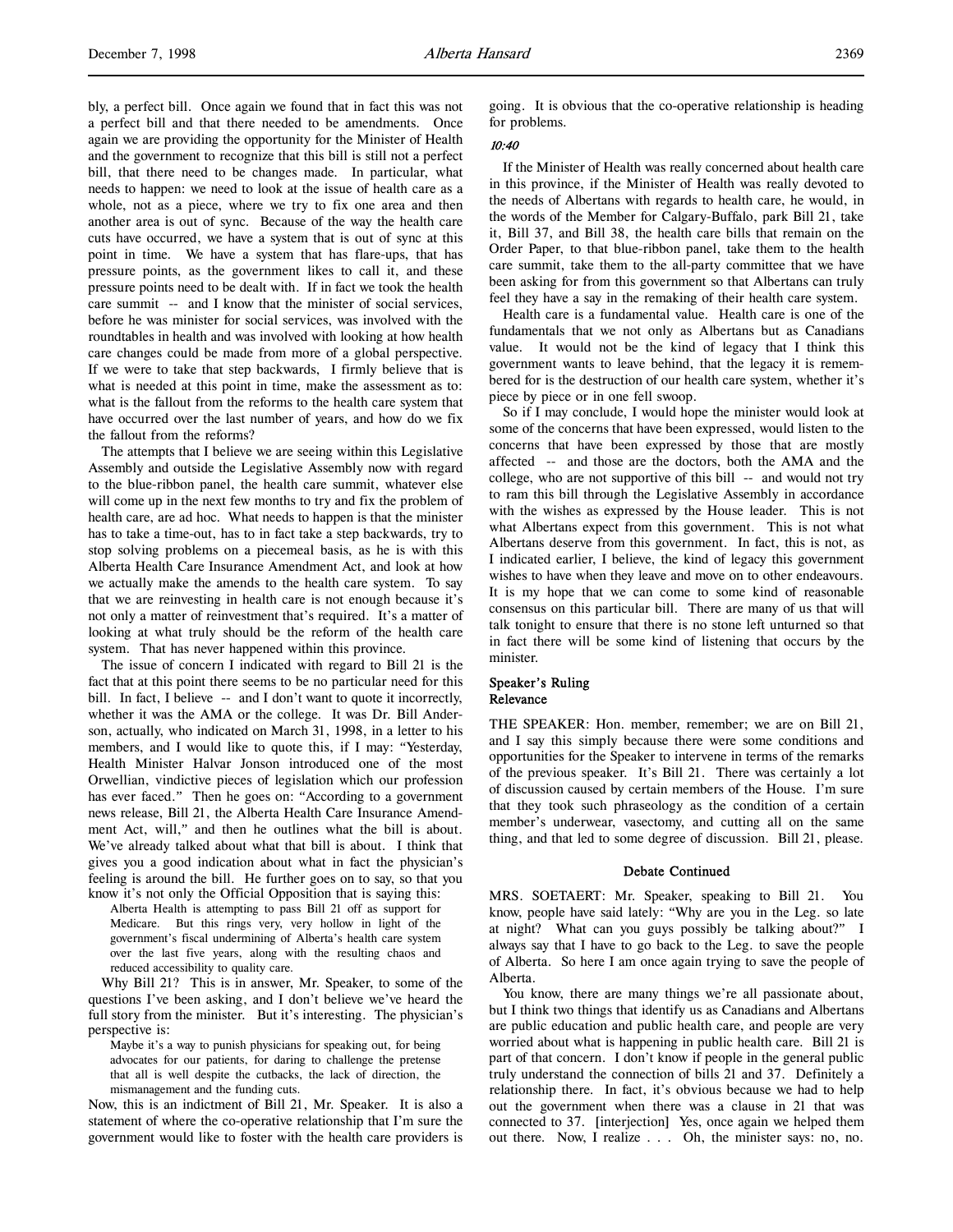bly, a perfect bill. Once again we found that in fact this was not a perfect bill and that there needed to be amendments. Once again we are providing the opportunity for the Minister of Health and the government to recognize that this bill is still not a perfect bill, that there need to be changes made. In particular, what needs to happen: we need to look at the issue of health care as a whole, not as a piece, where we try to fix one area and then another area is out of sync. Because of the way the health care cuts have occurred, we have a system that is out of sync at this point in time. We have a system that has flare-ups, that has pressure points, as the government likes to call it, and these pressure points need to be dealt with. If in fact we took the health care summit -- and I know that the minister of social services, before he was minister for social services, was involved with the roundtables in health and was involved with looking at how health care changes could be made from more of a global perspective. If we were to take that step backwards, I firmly believe that is what is needed at this point in time, make the assessment as to: what is the fallout from the reforms to the health care system that have occurred over the last number of years, and how do we fix the fallout from the reforms?

The attempts that I believe we are seeing within this Legislative Assembly now and outside the Legislative Assembly now with regard to the blue-ribbon panel, the health care summit, whatever else will come up in the next few months to try and fix the problem of health care, are ad hoc. What needs to happen is that the minister has to take a time-out, has to in fact take a step backwards, try to stop solving problems on a piecemeal basis, as he is with this Alberta Health Care Insurance Amendment Act, and look at how we actually make the amends to the health care system. To say that we are reinvesting in health care is not enough because it's not only a matter of reinvestment that's required. It's a matter of looking at what truly should be the reform of the health care system. That has never happened within this province.

The issue of concern I indicated with regard to Bill 21 is the fact that at this point there seems to be no particular need for this bill. In fact, I believe -- and I don't want to quote it incorrectly, whether it was the AMA or the college. It was Dr. Bill Anderson, actually, who indicated on March 31, 1998, in a letter to his members, and I would like to quote this, if I may: "Yesterday, Health Minister Halvar Jonson introduced one of the most Orwellian, vindictive pieces of legislation which our profession has ever faced." Then he goes on: "According to a government news release, Bill 21, the Alberta Health Care Insurance Amendment Act, will," and then he outlines what the bill is about. We've already talked about what that bill is about. I think that gives you a good indication about what in fact the physician's feeling is around the bill. He further goes on to say, so that you know it's not only the Official Opposition that is saying this:

> Alberta Health is attempting to pass Bill 21 off as support for Medicare. But this rings very, very hollow in light of the government's fiscal undermining of Alberta's health care system over the last five years, along with the resulting chaos and reduced accessibility to quality care.

Why Bill 21? This is in answer, Mr. Speaker, to some of the questions I've been asking, and I don't believe we've heard the full story from the minister. But it's interesting. The physician's perspective is:

> Maybe it's a way to punish physicians for speaking out, for being advocates for our patients, for daring to challenge the pretense that all is well despite the cutbacks, the lack of direction, the mismanagement and the funding cuts.

Now, this is an indictment of Bill 21, Mr. Speaker. It is also a statement of where the co-operative relationship that I'm sure the government would like to foster with the health care providers is going. It is obvious that the co-operative relationship is heading for problems.

*10:40*

If the Minister of Health was really concerned about health care in this province, if the Minister of Health was really devoted to the needs of Albertans with regards to health care, he would, in the words of the Member for Calgary-Buffalo, park Bill 21, take it, Bill 37, and Bill 38, the health care bills that remain on the Order Paper, to that blue-ribbon panel, take them to the health care summit, take them to the all-party committee that we have been asking for from this government so that Albertans can truly feel they have a say in the remaking of their health care system.

Health care is a fundamental value. Health care is one of the fundamentals that we not only as Albertans but as Canadians value. It would not be the kind of legacy that I think this government wants to leave behind, that the legacy it is remembered for is the destruction of our health care system, whether it's piece by piece or in one fell swoop.

So if I may conclude, I would hope the minister would look at some of the concerns that have been expressed, would listen to the concerns that have been expressed by those that are mostly affected -- and those are the doctors, both the AMA and the college, who are not supportive of this bill -- and would not try to ram this bill through the Legislative Assembly in accordance with the wishes as expressed by the House leader. This is not what Albertans expect from this government. This is not what Albertans deserve from this government. In fact, this is not, as I indicated earlier, I believe, the kind of legacy this government wishes to have when they leave and move on to other endeavours. It is my hope that we can come to some kind of reasonable consensus on this particular bill. There are many of us that will talk tonight to ensure that there is no stone left unturned so that in fact there will be some kind of listening that occurs by the minister.

### Speaker's Ruling
### Relevance

THE SPEAKER: Hon. member, remember; we are on Bill 21, and I say this simply because there were some conditions and opportunities for the Speaker to intervene in terms of the remarks of the previous speaker. It's Bill 21. There was certainly a lot of discussion caused by certain members of the House. I'm sure that they took such phraseology as the condition of a certain member's underwear, vasectomy, and cutting all on the same thing, and that led to some degree of discussion. Bill 21, please.

### Debate Continued

MRS. SOETAERT: Mr. Speaker, speaking to Bill 21. You know, people have said lately: "Why are you in the Leg. so late at night? What can you guys possibly be talking about?" I always say that I have to go back to the Leg. to save the people of Alberta. So here I am once again trying to save the people of Alberta.

You know, there are many things we're all passionate about, but I think two things that identify us as Canadians and Albertans are public education and public health care, and people are very worried about what is happening in public health care. Bill 21 is part of that concern. I don't know if people in the general public truly understand the connection of bills 21 and 37. Definitely a relationship there. In fact, it's obvious because we had to help out the government when there was a clause in 21 that was connected to 37. [interjection] Yes, once again we helped them out there. Now, I realize . . . Oh, the minister says: no, no.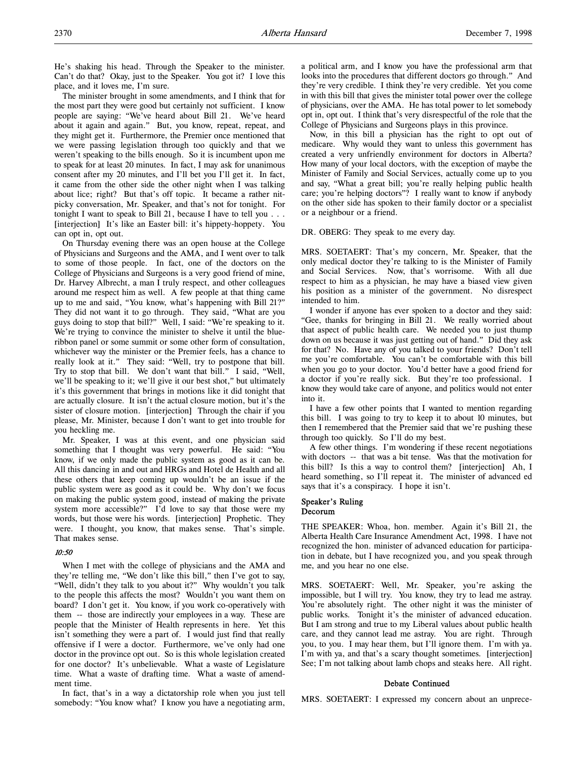He's shaking his head. Through the Speaker to the minister. Can't do that? Okay, just to the Speaker. You got it? I love this place, and it loves me, I'm sure.

The minister brought in some amendments, and I think that for the most part they were good but certainly not sufficient. I know people are saying: "We've heard about Bill 21. We've heard about it again and again." But, you know, repeat, repeat, and they might get it. Furthermore, the Premier once mentioned that we were passing legislation through too quickly and that we weren't speaking to the bills enough. So it is incumbent upon me to speak for at least 20 minutes. In fact, I may ask for unanimous consent after my 20 minutes, and I'll bet you I'll get it. In fact, it came from the other side the other night when I was talking about lice; right? But that's off topic. It became a rather nitpicky conversation, Mr. Speaker, and that's not for tonight. For tonight I want to speak to Bill 21, because I have to tell you . . . [interjection] It's like an Easter bill: it's hippety-hoppety. You can opt in, opt out.

On Thursday evening there was an open house at the College of Physicians and Surgeons and the AMA, and I went over to talk to some of those people. In fact, one of the doctors on the College of Physicians and Surgeons is a very good friend of mine, Dr. Harvey Albrecht, a man I truly respect, and other colleagues around me respect him as well. A few people at that thing came up to me and said, "You know, what's happening with Bill 21?" They did not want it to go through. They said, "What are you guys doing to stop that bill?" Well, I said: "We're speaking to it. We're trying to convince the minister to shelve it until the blue-ribbon panel or some summit or some other form of consultation, whichever way the minister or the Premier feels, has a chance to really look at it." They said: "Well, try to postpone that bill. Try to stop that bill. We don't want that bill." I said, "Well, we'll be speaking to it; we'll give it our best shot," but ultimately it's this government that brings in motions like it did tonight that are actually closure. It isn't the actual closure motion, but it's the sister of closure motion. [interjection] Through the chair if you please, Mr. Minister, because I don't want to get into trouble for you heckling me.

Mr. Speaker, I was at this event, and one physician said something that I thought was very powerful. He said: "You know, if we only made the public system as good as it can be. All this dancing in and out and HRGs and Hotel de Health and all these others that keep coming up wouldn't be an issue if the public system were as good as it could be. Why don't we focus on making the public system good, instead of making the private system more accessible?" I'd love to say that those were my words, but those were his words. [interjection] Prophetic. They were. I thought, you know, that makes sense. That's simple. That makes sense.

*10:50*

When I met with the college of physicians and the AMA and they're telling me, "We don't like this bill," then I've got to say, "Well, didn't they talk to you about it?" Why wouldn't you talk to the people this affects the most? Wouldn't you want them on board? I don't get it. You know, if you work co-operatively with them -- those are indirectly your employees in a way. These are people that the Minister of Health represents in here. Yet this isn't something they were a part of. I would just find that really offensive if I were a doctor. Furthermore, we've only had one doctor in the province opt out. So is this whole legislation created for one doctor? It's unbelievable. What a waste of Legislature time. What a waste of drafting time. What a waste of amendment time.

In fact, that's in a way a dictatorship role when you just tell somebody: "You know what? I know you have a negotiating arm, a political arm, and I know you have the professional arm that looks into the procedures that different doctors go through." And they're very credible. I think they're very credible. Yet you come in with this bill that gives the minister total power over the college of physicians, over the AMA. He has total power to let somebody opt in, opt out. I think that's very disrespectful of the role that the College of Physicians and Surgeons plays in this province.

Now, in this bill a physician has the right to opt out of medicare. Why would they want to unless this government has created a very unfriendly environment for doctors in Alberta? How many of your local doctors, with the exception of maybe the Minister of Family and Social Services, actually come up to you and say, "What a great bill; you're really helping public health care; you're helping doctors"? I really want to know if anybody on the other side has spoken to their family doctor or a specialist or a neighbour or a friend.

DR. OBERG: They speak to me every day.

MRS. SOETAERT: That's my concern, Mr. Speaker, that the only medical doctor they're talking to is the Minister of Family and Social Services. Now, that's worrisome. With all due respect to him as a physician, he may have a biased view given his position as a minister of the government. No disrespect intended to him.

I wonder if anyone has ever spoken to a doctor and they said: "Gee, thanks for bringing in Bill 21. We really worried about that aspect of public health care. We needed you to just thump down on us because it was just getting out of hand." Did they ask for that? No. Have any of you talked to your friends? Don't tell me you're comfortable. You can't be comfortable with this bill when you go to your doctor. You'd better have a good friend for a doctor if you're really sick. But they're too professional. I know they would take care of anyone, and politics would not enter into it.

I have a few other points that I wanted to mention regarding this bill. I was going to try to keep it to about 10 minutes, but then I remembered that the Premier said that we're pushing these through too quickly. So I'll do my best.

A few other things. I'm wondering if these recent negotiations with doctors -- that was a bit tense. Was that the motivation for this bill? Is this a way to control them? [interjection] Ah, I heard something, so I'll repeat it. The minister of advanced ed says that it's a conspiracy. I hope it isn't.

**Speaker's Ruling**
**Decorum**

THE SPEAKER: Whoa, hon. member. Again it's Bill 21, the Alberta Health Care Insurance Amendment Act, 1998. I have not recognized the hon. minister of advanced education for participation in debate, but I have recognized you, and you speak through me, and you hear no one else.

MRS. SOETAERT: Well, Mr. Speaker, you're asking the impossible, but I will try. You know, they try to lead me astray. You're absolutely right. The other night it was the minister of public works. Tonight it's the minister of advanced education. But I am strong and true to my Liberal values about public health care, and they cannot lead me astray. You are right. Through you, to you. I may hear them, but I'll ignore them. I'm with ya. I'm with ya, and that's a scary thought sometimes. [interjection] See; I'm not talking about lamb chops and steaks here. All right.

**Debate Continued**

MRS. SOETAERT: I expressed my concern about an unprece-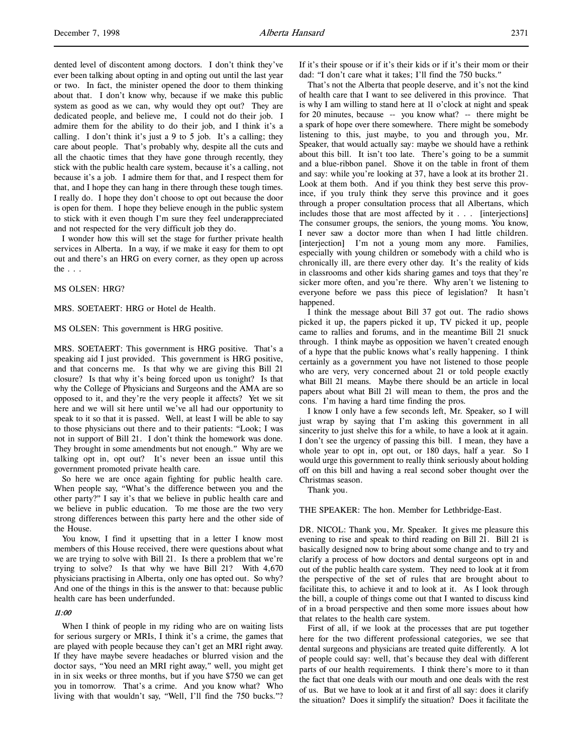dented level of discontent among doctors. I don't think they've ever been talking about opting in and opting out until the last year or two. In fact, the minister opened the door to them thinking about that. I don't know why, because if we make this public system as good as we can, why would they opt out? They are dedicated people, and believe me, I could not do their job. I admire them for the ability to do their job, and I think it's a calling. I don't think it's just a 9 to 5 job. It's a calling; they care about people. That's probably why, despite all the cuts and all the chaotic times that they have gone through recently, they stick with the public health care system, because it's a calling, not because it's a job. I admire them for that, and I respect them for that, and I hope they can hang in there through these tough times. I really do. I hope they don't choose to opt out because the door is open for them. I hope they believe enough in the public system to stick with it even though I'm sure they feel underappreciated and not respected for the very difficult job they do.

I wonder how this will set the stage for further private health services in Alberta. In a way, if we make it easy for them to opt out and there's an HRG on every corner, as they open up across the . . .

MS OLSEN: HRG?

MRS. SOETAERT: HRG or Hotel de Health.

MS OLSEN: This government is HRG positive.

MRS. SOETAERT: This government is HRG positive. That's a speaking aid I just provided. This government is HRG positive, and that concerns me. Is that why we are giving this Bill 21 closure? Is that why it's being forced upon us tonight? Is that why the College of Physicians and Surgeons and the AMA are so opposed to it, and they're the very people it affects? Yet we sit here and we will sit here until we've all had our opportunity to speak to it so that it is passed. Well, at least I will be able to say to those physicians out there and to their patients: "Look; I was not in support of Bill 21. I don't think the homework was done. They brought in some amendments but not enough." Why are we talking opt in, opt out? It's never been an issue until this government promoted private health care.

So here we are once again fighting for public health care. When people say, "What's the difference between you and the other party?" I say it's that we believe in public health care and we believe in public education. To me those are the two very strong differences between this party here and the other side of the House.

You know, I find it upsetting that in a letter I know most members of this House received, there were questions about what we are trying to solve with Bill 21. Is there a problem that we're trying to solve? Is that why we have Bill 21? With 4,670 physicians practising in Alberta, only one has opted out. So why? And one of the things in this is the answer to that: because public health care has been underfunded.

*11:00*

When I think of people in my riding who are on waiting lists for serious surgery or MRIs, I think it's a crime, the games that are played with people because they can't get an MRI right away. If they have maybe severe headaches or blurred vision and the doctor says, "You need an MRI right away," well, you might get in in six weeks or three months, but if you have $750 we can get you in tomorrow. That's a crime. And you know what? Who living with that wouldn't say, "Well, I'll find the 750 bucks."? If it's their spouse or if it's their kids or if it's their mom or their dad: "I don't care what it takes; I'll find the 750 bucks."

That's not the Alberta that people deserve, and it's not the kind of health care that I want to see delivered in this province. That is why I am willing to stand here at 11 o'clock at night and speak for 20 minutes, because -- you know what? -- there might be a spark of hope over there somewhere. There might be somebody listening to this, just maybe, to you and through you, Mr. Speaker, that would actually say: maybe we should have a rethink about this bill. It isn't too late. There's going to be a summit and a blue-ribbon panel. Shove it on the table in front of them and say: while you're looking at 37, have a look at its brother 21. Look at them both. And if you think they best serve this province, if you truly think they serve this province and it goes through a proper consultation process that all Albertans, which includes those that are most affected by it . . . [interjections] The consumer groups, the seniors, the young moms. You know, I never saw a doctor more than when I had little children. [interjection] I'm not a young mom any more. Families, especially with young children or somebody with a child who is chronically ill, are there every other day. It's the reality of kids in classrooms and other kids sharing games and toys that they're sicker more often, and you're there. Why aren't we listening to everyone before we pass this piece of legislation? It hasn't happened.

I think the message about Bill 37 got out. The radio shows picked it up, the papers picked it up, TV picked it up, people came to rallies and forums, and in the meantime Bill 21 snuck through. I think maybe as opposition we haven't created enough of a hype that the public knows what's really happening. I think certainly as a government you have not listened to those people who are very, very concerned about 21 or told people exactly what Bill 21 means. Maybe there should be an article in local papers about what Bill 21 will mean to them, the pros and the cons. I'm having a hard time finding the pros.

I know I only have a few seconds left, Mr. Speaker, so I will just wrap by saying that I'm asking this government in all sincerity to just shelve this for a while, to have a look at it again. I don't see the urgency of passing this bill. I mean, they have a whole year to opt in, opt out, or 180 days, half a year. So I would urge this government to really think seriously about holding off on this bill and having a real second sober thought over the Christmas season.

Thank you.

THE SPEAKER: The hon. Member for Lethbridge-East.

DR. NICOL: Thank you, Mr. Speaker. It gives me pleasure this evening to rise and speak to third reading on Bill 21. Bill 21 is basically designed now to bring about some change and to try and clarify a process of how doctors and dental surgeons opt in and out of the public health care system. They need to look at it from the perspective of the set of rules that are brought about to facilitate this, to achieve it and to look at it. As I look through the bill, a couple of things come out that I wanted to discuss kind of in a broad perspective and then some more issues about how that relates to the health care system.

First of all, if we look at the processes that are put together here for the two different professional categories, we see that dental surgeons and physicians are treated quite differently. A lot of people could say: well, that's because they deal with different parts of our health requirements. I think there's more to it than the fact that one deals with our mouth and one deals with the rest of us. But we have to look at it and first of all say: does it clarify the situation? Does it simplify the situation? Does it facilitate the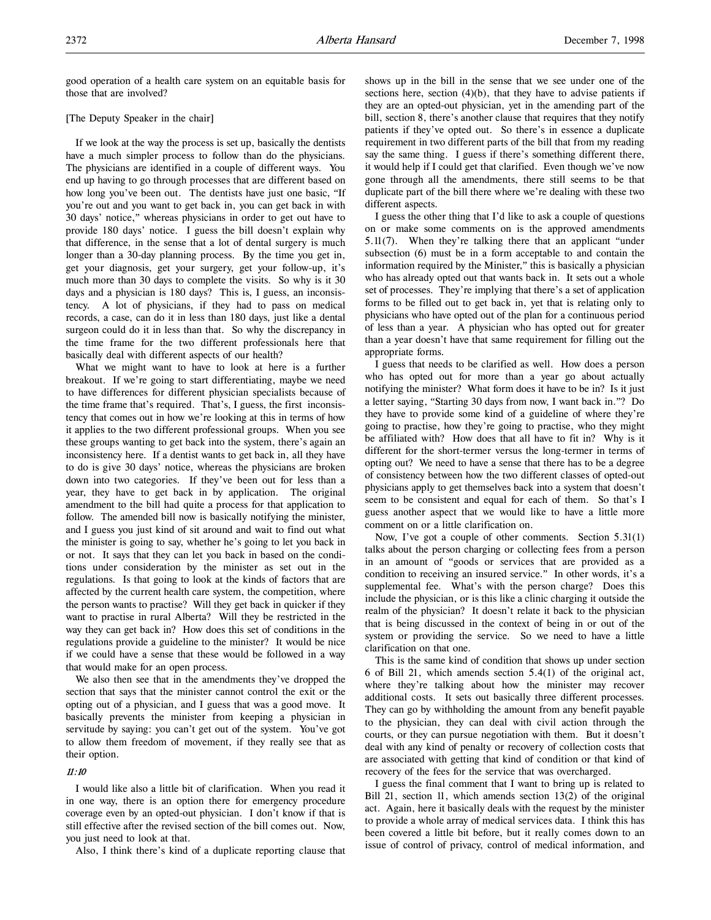good operation of a health care system on an equitable basis for those that are involved?

[The Deputy Speaker in the chair]

If we look at the way the process is set up, basically the dentists have a much simpler process to follow than do the physicians. The physicians are identified in a couple of different ways. You end up having to go through processes that are different based on how long you've been out. The dentists have just one basic, "If you're out and you want to get back in, you can get back in with 30 days' notice," whereas physicians in order to get out have to provide 180 days' notice. I guess the bill doesn't explain why that difference, in the sense that a lot of dental surgery is much longer than a 30-day planning process. By the time you get in, get your diagnosis, get your surgery, get your follow-up, it's much more than 30 days to complete the visits. So why is it 30 days and a physician is 180 days? This is, I guess, an inconsistency. A lot of physicians, if they had to pass on medical records, a case, can do it in less than 180 days, just like a dental surgeon could do it in less than that. So why the discrepancy in the time frame for the two different professionals here that basically deal with different aspects of our health?

What we might want to have to look at here is a further breakout. If we're going to start differentiating, maybe we need to have differences for different physician specialists because of the time frame that's required. That's, I guess, the first inconsistency that comes out in how we're looking at this in terms of how it applies to the two different professional groups. When you see these groups wanting to get back into the system, there's again an inconsistency here. If a dentist wants to get back in, all they have to do is give 30 days' notice, whereas the physicians are broken down into two categories. If they've been out for less than a year, they have to get back in by application. The original amendment to the bill had quite a process for that application to follow. The amended bill now is basically notifying the minister, and I guess you just kind of sit around and wait to find out what the minister is going to say, whether he's going to let you back in or not. It says that they can let you back in based on the conditions under consideration by the minister as set out in the regulations. Is that going to look at the kinds of factors that are affected by the current health care system, the competition, where the person wants to practise? Will they get back in quicker if they want to practise in rural Alberta? Will they be restricted in the way they can get back in? How does this set of conditions in the regulations provide a guideline to the minister? It would be nice if we could have a sense that these would be followed in a way that would make for an open process.

We also then see that in the amendments they've dropped the section that says that the minister cannot control the exit or the opting out of a physician, and I guess that was a good move. It basically prevents the minister from keeping a physician in servitude by saying: you can't get out of the system. You've got to allow them freedom of movement, if they really see that as their option.

### *11:10*

I would like also a little bit of clarification. When you read it in one way, there is an option there for emergency procedure coverage even by an opted-out physician. I don't know if that is still effective after the revised section of the bill comes out. Now, you just need to look at that.

Also, I think there's kind of a duplicate reporting clause that shows up in the bill in the sense that we see under one of the sections here, section (4)(b), that they have to advise patients if they are an opted-out physician, yet in the amending part of the bill, section 8, there's another clause that requires that they notify patients if they've opted out. So there's in essence a duplicate requirement in two different parts of the bill that from my reading say the same thing. I guess if there's something different there, it would help if I could get that clarified. Even though we've now gone through all the amendments, there still seems to be that duplicate part of the bill there where we're dealing with these two different aspects.

I guess the other thing that I'd like to ask a couple of questions on or make some comments on is the approved amendments 5.11(7). When they're talking there that an applicant "under subsection (6) must be in a form acceptable to and contain the information required by the Minister," this is basically a physician who has already opted out that wants back in. It sets out a whole set of processes. They're implying that there's a set of application forms to be filled out to get back in, yet that is relating only to physicians who have opted out of the plan for a continuous period of less than a year. A physician who has opted out for greater than a year doesn't have that same requirement for filling out the appropriate forms.

I guess that needs to be clarified as well. How does a person who has opted out for more than a year go about actually notifying the minister? What form does it have to be in? Is it just a letter saying, "Starting 30 days from now, I want back in."? Do they have to provide some kind of a guideline of where they're going to practise, how they're going to practise, who they might be affiliated with? How does that all have to fit in? Why is it different for the short-termer versus the long-termer in terms of opting out? We need to have a sense that there has to be a degree of consistency between how the two different classes of opted-out physicians apply to get themselves back into a system that doesn't seem to be consistent and equal for each of them. So that's I guess another aspect that we would like to have a little more comment on or a little clarification on.

Now, I've got a couple of other comments. Section 5.31(1) talks about the person charging or collecting fees from a person in an amount of "goods or services that are provided as a condition to receiving an insured service." In other words, it's a supplemental fee. What's with the person charge? Does this include the physician, or is this like a clinic charging it outside the realm of the physician? It doesn't relate it back to the physician that is being discussed in the context of being in or out of the system or providing the service. So we need to have a little clarification on that one.

This is the same kind of condition that shows up under section 6 of Bill 21, which amends section 5.4(1) of the original act, where they're talking about how the minister may recover additional costs. It sets out basically three different processes. They can go by withholding the amount from any benefit payable to the physician, they can deal with civil action through the courts, or they can pursue negotiation with them. But it doesn't deal with any kind of penalty or recovery of collection costs that are associated with getting that kind of condition or that kind of recovery of the fees for the service that was overcharged.

I guess the final comment that I want to bring up is related to Bill 21, section 11, which amends section 13(2) of the original act. Again, here it basically deals with the request by the minister to provide a whole array of medical services data. I think this has been covered a little bit before, but it really comes down to an issue of control of privacy, control of medical information, and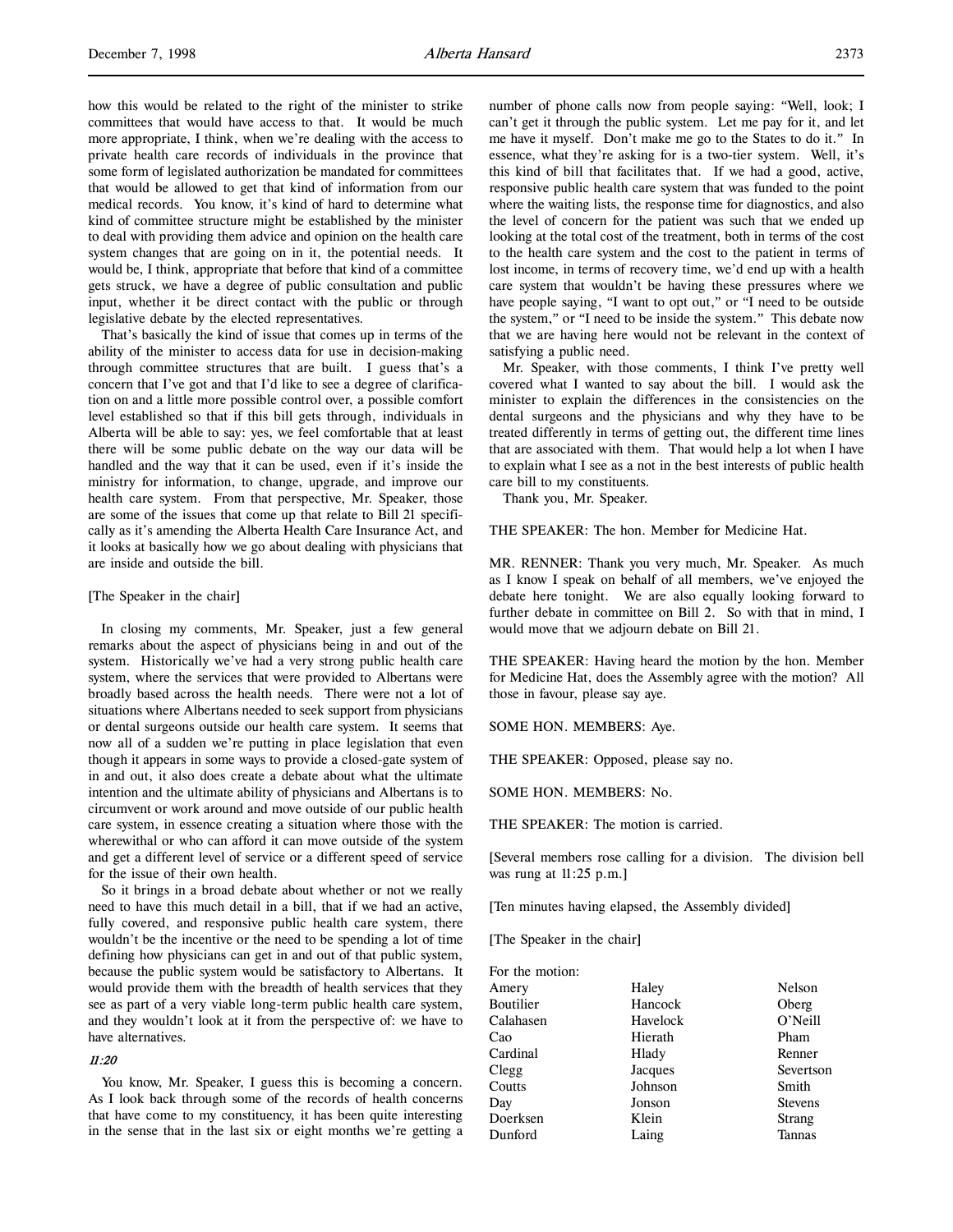how this would be related to the right of the minister to strike committees that would have access to that. It would be much more appropriate, I think, when we're dealing with the access to private health care records of individuals in the province that some form of legislated authorization be mandated for committees that would be allowed to get that kind of information from our medical records. You know, it's kind of hard to determine what kind of committee structure might be established by the minister to deal with providing them advice and opinion on the health care system changes that are going on in it, the potential needs. It would be, I think, appropriate that before that kind of a committee gets struck, we have a degree of public consultation and public input, whether it be direct contact with the public or through legislative debate by the elected representatives.

That's basically the kind of issue that comes up in terms of the ability of the minister to access data for use in decision-making through committee structures that are built. I guess that's a concern that I've got and that I'd like to see a degree of clarification on and a little more possible control over, a possible comfort level established so that if this bill gets through, individuals in Alberta will be able to say: yes, we feel comfortable that at least there will be some public debate on the way our data will be handled and the way that it can be used, even if it's inside the ministry for information, to change, upgrade, and improve our health care system. From that perspective, Mr. Speaker, those are some of the issues that come up that relate to Bill 21 specifically as it's amending the Alberta Health Care Insurance Act, and it looks at basically how we go about dealing with physicians that are inside and outside the bill.

[The Speaker in the chair]

In closing my comments, Mr. Speaker, just a few general remarks about the aspect of physicians being in and out of the system. Historically we've had a very strong public health care system, where the services that were provided to Albertans were broadly based across the health needs. There were not a lot of situations where Albertans needed to seek support from physicians or dental surgeons outside our health care system. It seems that now all of a sudden we're putting in place legislation that even though it appears in some ways to provide a closed-gate system of in and out, it also does create a debate about what the ultimate intention and the ultimate ability of physicians and Albertans is to circumvent or work around and move outside of our public health care system, in essence creating a situation where those with the wherewithal or who can afford it can move outside of the system and get a different level of service or a different speed of service for the issue of their own health.

So it brings in a broad debate about whether or not we really need to have this much detail in a bill, that if we had an active, fully covered, and responsive public health care system, there wouldn't be the incentive or the need to be spending a lot of time defining how physicians can get in and out of that public system, because the public system would be satisfactory to Albertans. It would provide them with the breadth of health services that they see as part of a very viable long-term public health care system, and they wouldn't look at it from the perspective of: we have to have alternatives.

*11:20*

You know, Mr. Speaker, I guess this is becoming a concern. As I look back through some of the records of health concerns that have come to my constituency, it has been quite interesting in the sense that in the last six or eight months we're getting a number of phone calls now from people saying: "Well, look; I can't get it through the public system. Let me pay for it, and let me have it myself. Don't make me go to the States to do it." In essence, what they're asking for is a two-tier system. Well, it's this kind of bill that facilitates that. If we had a good, active, responsive public health care system that was funded to the point where the waiting lists, the response time for diagnostics, and also the level of concern for the patient was such that we ended up looking at the total cost of the treatment, both in terms of the cost to the health care system and the cost to the patient in terms of lost income, in terms of recovery time, we'd end up with a health care system that wouldn't be having these pressures where we have people saying, "I want to opt out," or "I need to be outside the system," or "I need to be inside the system." This debate now that we are having here would not be relevant in the context of satisfying a public need.

Mr. Speaker, with those comments, I think I've pretty well covered what I wanted to say about the bill. I would ask the minister to explain the differences in the consistencies on the dental surgeons and the physicians and why they have to be treated differently in terms of getting out, the different time lines that are associated with them. That would help a lot when I have to explain what I see as a not in the best interests of public health care bill to my constituents.

Thank you, Mr. Speaker.

THE SPEAKER: The hon. Member for Medicine Hat.

MR. RENNER: Thank you very much, Mr. Speaker. As much as I know I speak on behalf of all members, we've enjoyed the debate here tonight. We are also equally looking forward to further debate in committee on Bill 2. So with that in mind, I would move that we adjourn debate on Bill 21.

THE SPEAKER: Having heard the motion by the hon. Member for Medicine Hat, does the Assembly agree with the motion? All those in favour, please say aye.

SOME HON. MEMBERS: Aye.

THE SPEAKER: Opposed, please say no.

SOME HON. MEMBERS: No.

THE SPEAKER: The motion is carried.

[Several members rose calling for a division. The division bell was rung at 11:25 p.m.]

[Ten minutes having elapsed, the Assembly divided]

[The Speaker in the chair]

For the motion:

| | | |
|---|---|---|
| Amery | Haley | Nelson |
| Boutilier | Hancock | Oberg |
| Calahasen | Havelock | O'Neill |
| Cao | Hierath | Pham |
| Cardinal | Hlady | Renner |
| Clegg | Jacques | Severtson |
| Coutts | Johnson | Smith |
| Day | Jonson | Stevens |
| Doerksen | Klein | Strang |
| Dunford | Laing | Tannas |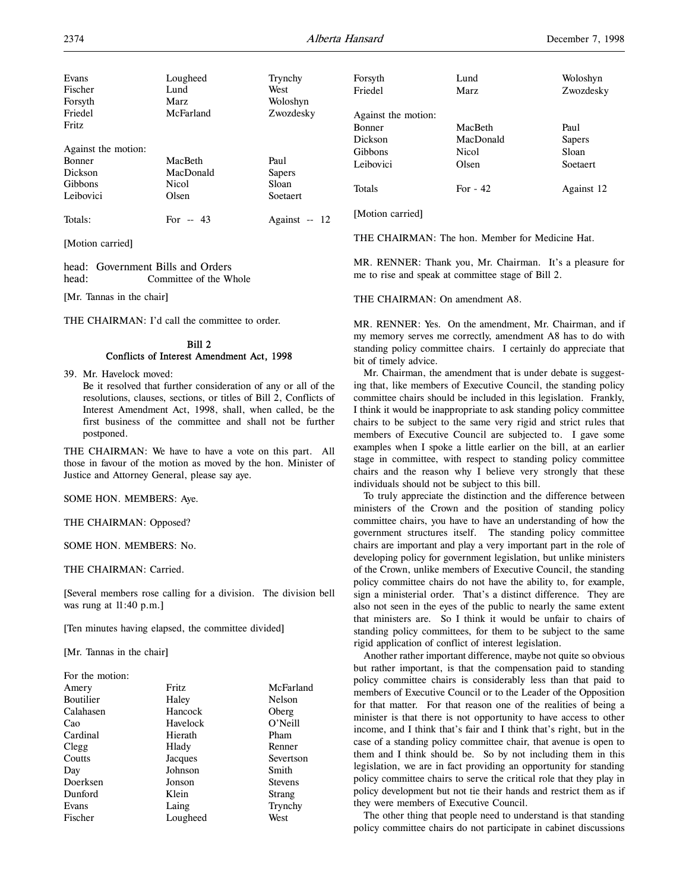| | | |
|---|---|---|
| Evans | Lougheed | Trynchy |
| Fischer | Lund | West |
| Forsyth | Marz | Woloshyn |
| Friedel | McFarland | Zwozdesky |
| Fritz | | |

Against the motion:

| | | |
|---|---|---|
| Bonner | MacBeth | Paul |
| Dickson | MacDonald | Sapers |
| Gibbons | Nicol | Sloan |
| Leibovici | Olsen | Soetaert |

| | | |
|---|---|---|
| Totals: | For -- 43 | Against -- 12 |

[Motion carried]

head: Government Bills and Orders
head: Committee of the Whole

[Mr. Tannas in the chair]

THE CHAIRMAN: I'd call the committee to order.

### Bill 2
### Conflicts of Interest Amendment Act, 1998

39. Mr. Havelock moved:
Be it resolved that further consideration of any or all of the resolutions, clauses, sections, or titles of Bill 2, Conflicts of Interest Amendment Act, 1998, shall, when called, be the first business of the committee and shall not be further postponed.

THE CHAIRMAN: We have to have a vote on this part. All those in favour of the motion as moved by the hon. Minister of Justice and Attorney General, please say aye.

SOME HON. MEMBERS: Aye.

THE CHAIRMAN: Opposed?

SOME HON. MEMBERS: No.

THE CHAIRMAN: Carried.

[Several members rose calling for a division. The division bell was rung at 11:40 p.m.]

[Ten minutes having elapsed, the committee divided]

[Mr. Tannas in the chair]

For the motion:

| | | |
|---|---|---|
| Amery | Fritz | McFarland |
| Boutilier | Haley | Nelson |
| Calahasen | Hancock | Oberg |
| Cao | Havelock | O'Neill |
| Cardinal | Hierath | Pham |
| Clegg | Hlady | Renner |
| Coutts | Jacques | Severtson |
| Day | Johnson | Smith |
| Doerksen | Jonson | Stevens |
| Dunford | Klein | Strang |
| Evans | Laing | Trynchy |
| Fischer | Lougheed | West |
| Forsyth | Lund | Woloshyn |
| Friedel | Marz | Zwozdesky |

Against the motion:

| | | |
|---|---|---|
| Bonner | MacBeth | Paul |
| Dickson | MacDonald | Sapers |
| Gibbons | Nicol | Sloan |
| Leibovici | Olsen | Soetaert |

| | | |
|---|---|---|
| Totals | For - 42 | Against 12 |

[Motion carried]

THE CHAIRMAN: The hon. Member for Medicine Hat.

MR. RENNER: Thank you, Mr. Chairman. It's a pleasure for me to rise and speak at committee stage of Bill 2.

THE CHAIRMAN: On amendment A8.

MR. RENNER: Yes. On the amendment, Mr. Chairman, and if my memory serves me correctly, amendment A8 has to do with standing policy committee chairs. I certainly do appreciate that bit of timely advice.

Mr. Chairman, the amendment that is under debate is suggesting that, like members of Executive Council, the standing policy committee chairs should be included in this legislation. Frankly, I think it would be inappropriate to ask standing policy committee chairs to be subject to the same very rigid and strict rules that members of Executive Council are subjected to. I gave some examples when I spoke a little earlier on the bill, at an earlier stage in committee, with respect to standing policy committee chairs and the reason why I believe very strongly that these individuals should not be subject to this bill.

To truly appreciate the distinction and the difference between ministers of the Crown and the position of standing policy committee chairs, you have to have an understanding of how the government structures itself. The standing policy committee chairs are important and play a very important part in the role of developing policy for government legislation, but unlike ministers of the Crown, unlike members of Executive Council, the standing policy committee chairs do not have the ability to, for example, sign a ministerial order. That's a distinct difference. They are also not seen in the eyes of the public to nearly the same extent that ministers are. So I think it would be unfair to chairs of standing policy committees, for them to be subject to the same rigid application of conflict of interest legislation.

Another rather important difference, maybe not quite so obvious but rather important, is that the compensation paid to standing policy committee chairs is considerably less than that paid to members of Executive Council or to the Leader of the Opposition for that matter. For that reason one of the realities of being a minister is that there is not opportunity to have access to other income, and I think that's fair and I think that's right, but in the case of a standing policy committee chair, that avenue is open to them and I think should be. So by not including them in this legislation, we are in fact providing an opportunity for standing policy committee chairs to serve the critical role that they play in policy development but not tie their hands and restrict them as if they were members of Executive Council.

The other thing that people need to understand is that standing policy committee chairs do not participate in cabinet discussions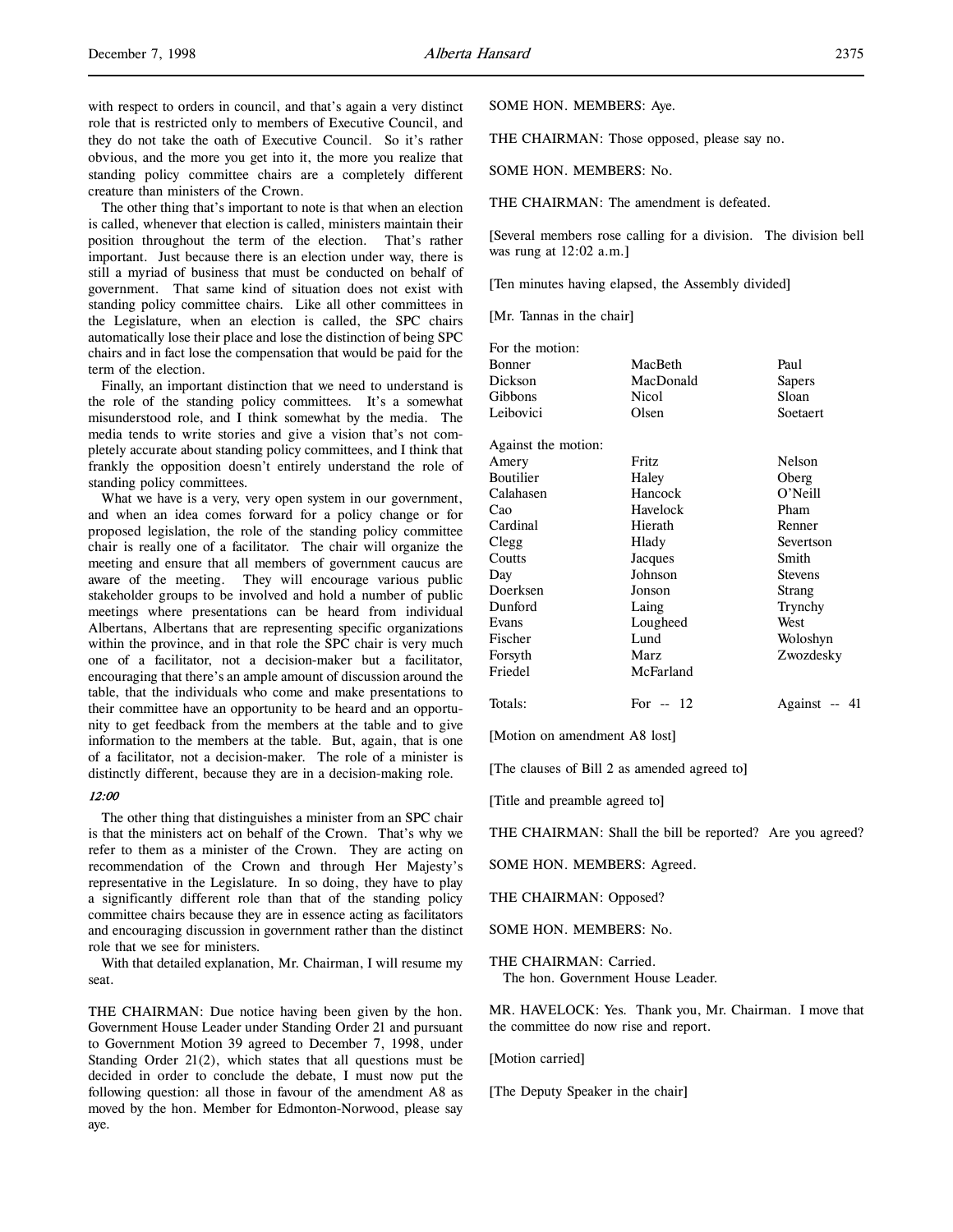with respect to orders in council, and that's again a very distinct role that is restricted only to members of Executive Council, and they do not take the oath of Executive Council. So it's rather obvious, and the more you get into it, the more you realize that standing policy committee chairs are a completely different creature than ministers of the Crown.

The other thing that's important to note is that when an election is called, whenever that election is called, ministers maintain their position throughout the term of the election. That's rather important. Just because there is an election under way, there is still a myriad of business that must be conducted on behalf of government. That same kind of situation does not exist with standing policy committee chairs. Like all other committees in the Legislature, when an election is called, the SPC chairs automatically lose their place and lose the distinction of being SPC chairs and in fact lose the compensation that would be paid for the term of the election.

Finally, an important distinction that we need to understand is the role of the standing policy committees. It's a somewhat misunderstood role, and I think somewhat by the media. The media tends to write stories and give a vision that's not completely accurate about standing policy committees, and I think that frankly the opposition doesn't entirely understand the role of standing policy committees.

What we have is a very, very open system in our government, and when an idea comes forward for a policy change or for proposed legislation, the role of the standing policy committee chair is really one of a facilitator. The chair will organize the meeting and ensure that all members of government caucus are aware of the meeting. They will encourage various public stakeholder groups to be involved and hold a number of public meetings where presentations can be heard from individual Albertans, Albertans that are representing specific organizations within the province, and in that role the SPC chair is very much one of a facilitator, not a decision-maker but a facilitator, encouraging that there's an ample amount of discussion around the table, that the individuals who come and make presentations to their committee have an opportunity to be heard and an opportunity to get feedback from the members at the table and to give information to the members at the table. But, again, that is one of a facilitator, not a decision-maker. The role of a minister is distinctly different, because they are in a decision-making role.

*12:00*

The other thing that distinguishes a minister from an SPC chair is that the ministers act on behalf of the Crown. That's why we refer to them as a minister of the Crown. They are acting on recommendation of the Crown and through Her Majesty's representative in the Legislature. In so doing, they have to play a significantly different role than that of the standing policy committee chairs because they are in essence acting as facilitators and encouraging discussion in government rather than the distinct role that we see for ministers.

With that detailed explanation, Mr. Chairman, I will resume my seat.

THE CHAIRMAN: Due notice having been given by the hon. Government House Leader under Standing Order 21 and pursuant to Government Motion 39 agreed to December 7, 1998, under Standing Order 21(2), which states that all questions must be decided in order to conclude the debate, I must now put the following question: all those in favour of the amendment A8 as moved by the hon. Member for Edmonton-Norwood, please say aye.

SOME HON. MEMBERS: Aye.

THE CHAIRMAN: Those opposed, please say no.

SOME HON. MEMBERS: No.

THE CHAIRMAN: The amendment is defeated.

[Several members rose calling for a division. The division bell was rung at 12:02 a.m.]

[Ten minutes having elapsed, the Assembly divided]

[Mr. Tannas in the chair]

For the motion:

| | | |
|---|---|---|
| Bonner | MacBeth | Paul |
| Dickson | MacDonald | Sapers |
| Gibbons | Nicol | Sloan |
| Leibovici | Olsen | Soetaert |

Against the motion:

| | | |
|---|---|---|
| Amery | Fritz | Nelson |
| Boutilier | Haley | Oberg |
| Calahasen | Hancock | O'Neill |
| Cao | Havelock | Pham |
| Cardinal | Hierath | Renner |
| Clegg | Hlady | Severtson |
| Coutts | Jacques | Smith |
| Day | Johnson | Stevens |
| Doerksen | Jonson | Strang |
| Dunford | Laing | Trynchy |
| Evans | Lougheed | West |
| Fischer | Lund | Woloshyn |
| Forsyth | Marz | Zwozdesky |
| Friedel | McFarland | |

Totals: For -- 12 Against -- 41

[Motion on amendment A8 lost]

[The clauses of Bill 2 as amended agreed to]

[Title and preamble agreed to]

THE CHAIRMAN: Shall the bill be reported? Are you agreed?

SOME HON. MEMBERS: Agreed.

THE CHAIRMAN: Opposed?

SOME HON. MEMBERS: No.

THE CHAIRMAN: Carried.
The hon. Government House Leader.

MR. HAVELOCK: Yes. Thank you, Mr. Chairman. I move that the committee do now rise and report.

[Motion carried]

[The Deputy Speaker in the chair]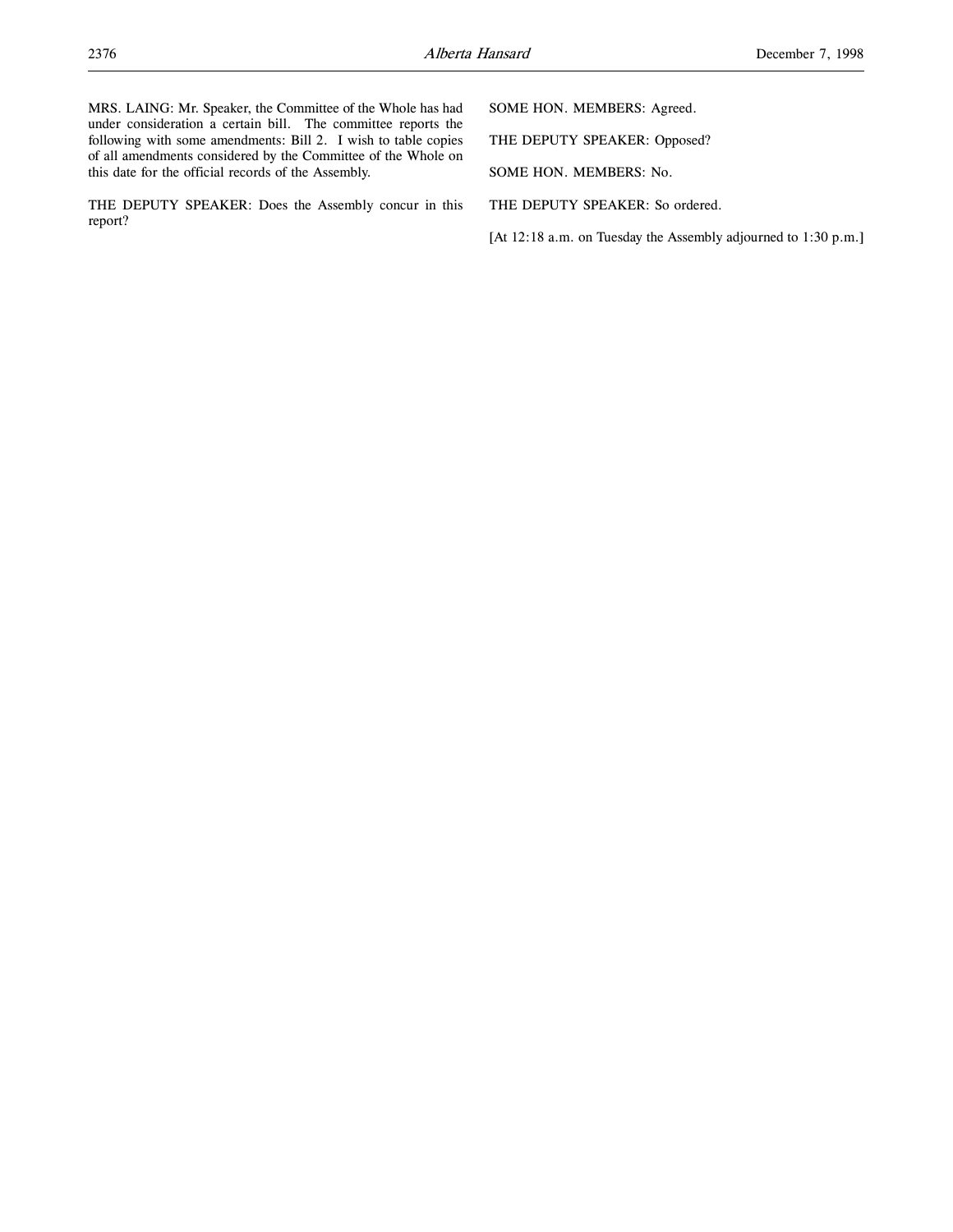MRS. LAING: Mr. Speaker, the Committee of the Whole has had under consideration a certain bill. The committee reports the following with some amendments: Bill 2. I wish to table copies of all amendments considered by the Committee of the Whole on this date for the official records of the Assembly.

THE DEPUTY SPEAKER: Does the Assembly concur in this report?

SOME HON. MEMBERS: Agreed.

THE DEPUTY SPEAKER: Opposed?

SOME HON. MEMBERS: No.

THE DEPUTY SPEAKER: So ordered.

[At 12:18 a.m. on Tuesday the Assembly adjourned to 1:30 p.m.]